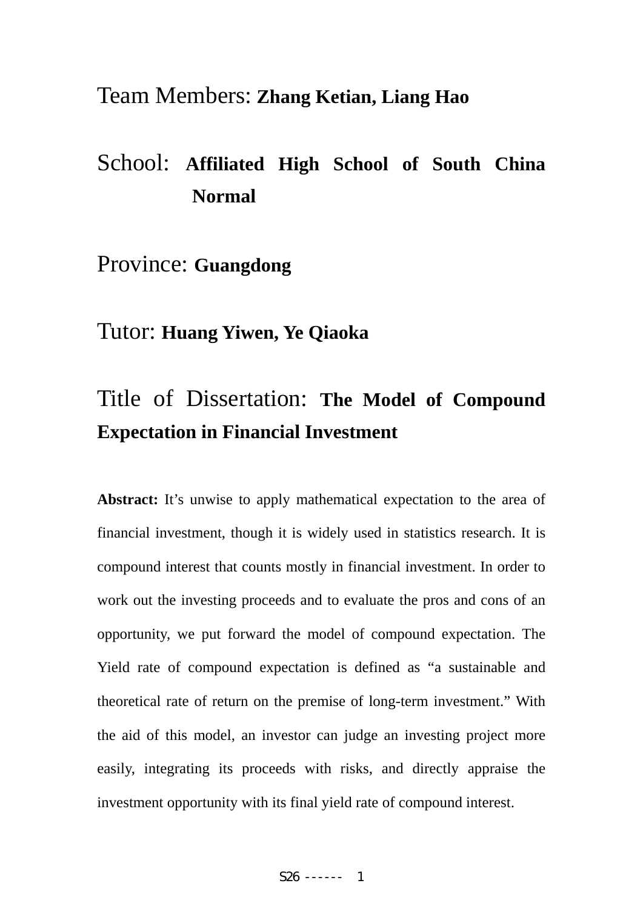Team Members: **Zhang Ketian, Liang Hao**

School: **Affiliated High School of South China Normal**

Province: **Guangdong**

Tutor: **Huang Yiwen, Ye Qiaoka**

Title of Dissertation: **The Model of Compound Expectation in Financial Investment**

**Abstract:** It's unwise to apply mathematical expectation to the area of financial investment, though it is widely used in statistics research. It is compound interest that counts mostly in financial investment. In order to work out the investing proceeds and to evaluate the pros and cons of an opportunity, we put forward the model of compound expectation. The Yield rate of compound expectation is defined as "a sustainable and theoretical rate of return on the premise of long-term investment." With the aid of this model, an investor can judge an investing project more easily, integrating its proceeds with risks, and directly appraise the investment opportunity with its final yield rate of compound interest.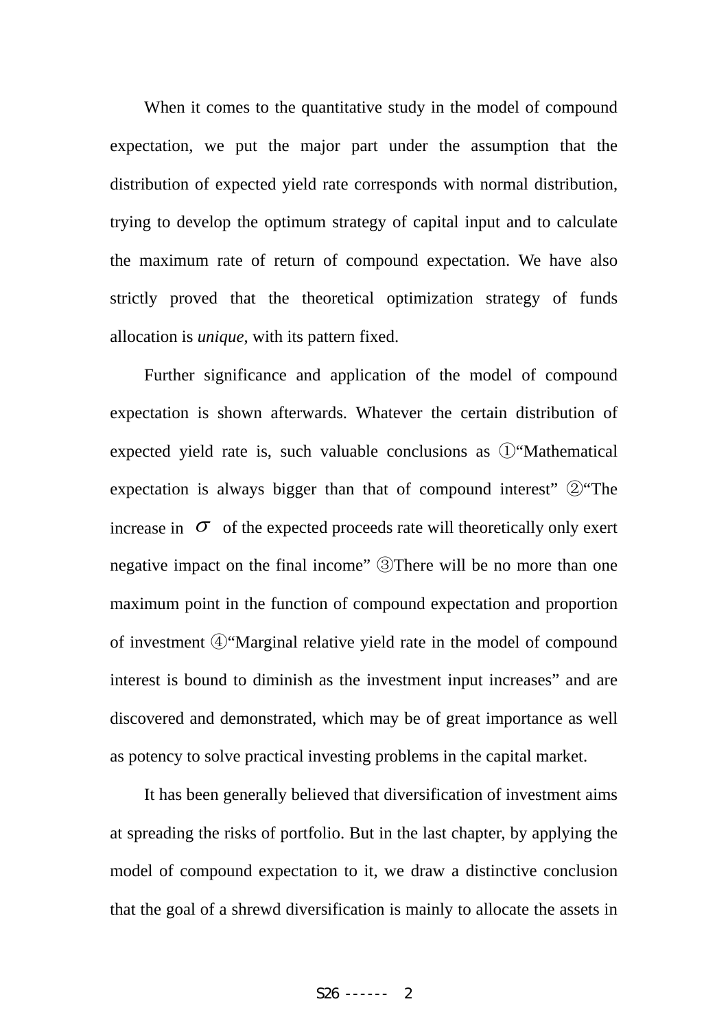When it comes to the quantitative study in the model of compound expectation, we put the major part under the assumption that the distribution of expected yield rate corresponds with normal distribution, trying to develop the optimum strategy of capital input and to calculate the maximum rate of return of compound expectation. We have also strictly proved that the theoretical optimization strategy of funds allocation is *unique*, with its pattern fixed.

Further significance and application of the model of compound expectation is shown afterwards. Whatever the certain distribution of expected yield rate is, such valuable conclusions as ①"Mathematical expectation is always bigger than that of compound interest" ②"The increase in $\sigma$ of the expected proceeds rate will theoretically only exert negative impact on the final income" ③There will be no more than one maximum point in the function of compound expectation and proportion of investment ④"Marginal relative yield rate in the model of compound interest is bound to diminish as the investment input increases" and are discovered and demonstrated, which may be of great importance as well as potency to solve practical investing problems in the capital market.

It has been generally believed that diversification of investment aims at spreading the risks of portfolio. But in the last chapter, by applying the model of compound expectation to it, we draw a distinctive conclusion that the goal of a shrewd diversification is mainly to allocate the assets in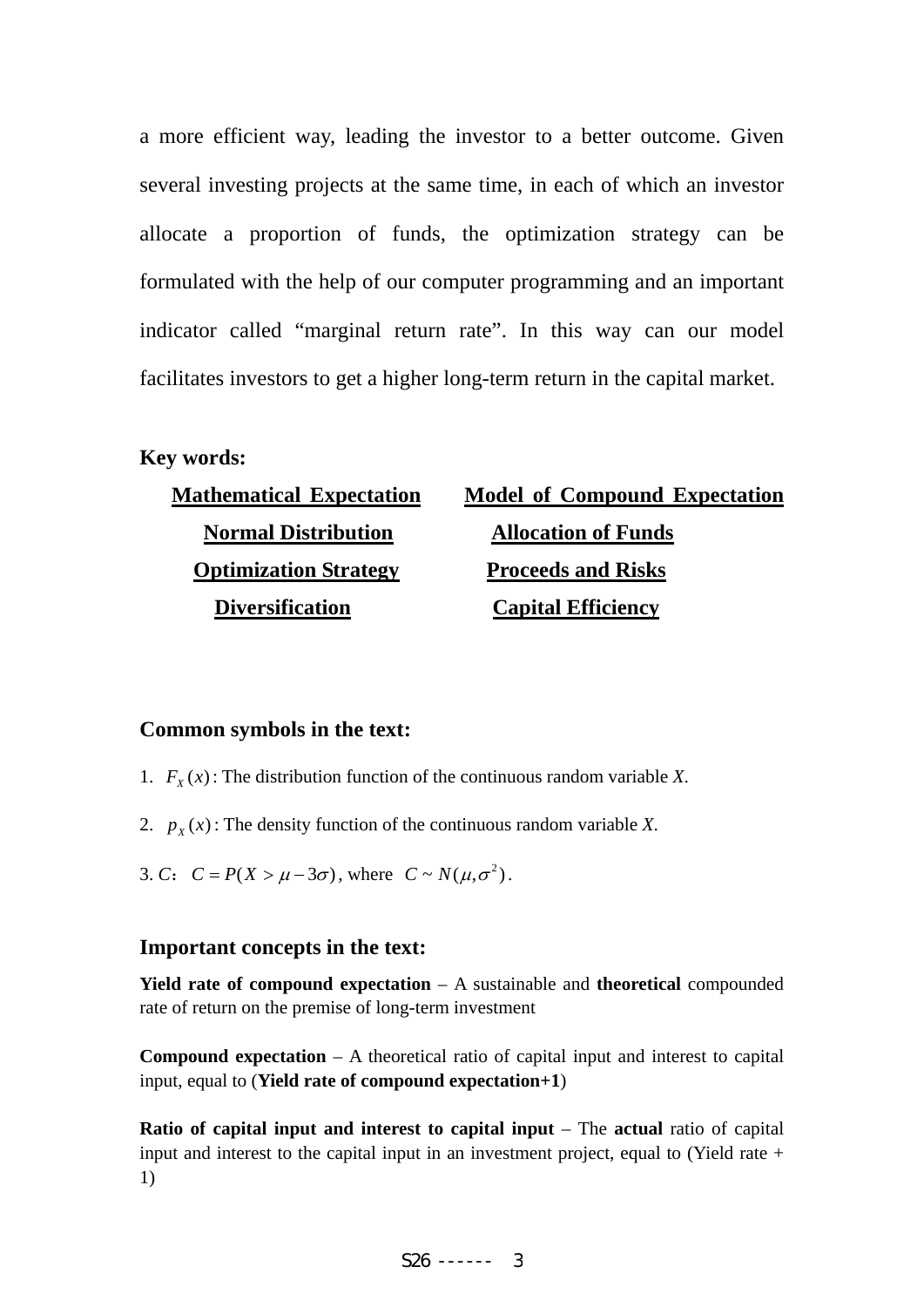a more efficient way, leading the investor to a better outcome. Given several investing projects at the same time, in each of which an investor allocate a proportion of funds, the optimization strategy can be formulated with the help of our computer programming and an important indicator called “marginal return rate”. In this way can our model facilitates investors to get a higher long-term return in the capital market.

**Key words:**

**Mathematical Expectation** **Model of Compound Expectation** **Normal Distribution** **Allocation of Funds** **Optimization Strategy** **Proceeds and Risks** **Diversification** **Capital Efficiency**

## Common symbols in the text:

1. $F_X(x)$: The distribution function of the continuous random variable *X*.

2. $p_X(x)$: The density function of the continuous random variable *X*.

3. *C*: $C = P(X > \mu - 3\sigma)$, where $C \sim N(\mu, \sigma^2)$.

## Important concepts in the text:

**Yield rate of compound expectation** – A sustainable and **theoretical** compounded rate of return on the premise of long-term investment

**Compound expectation** – A theoretical ratio of capital input and interest to capital input, equal to (**Yield rate of compound expectation+1**)

**Ratio of capital input and interest to capital input** – The **actual** ratio of capital input and interest to the capital input in an investment project, equal to (Yield rate + 1)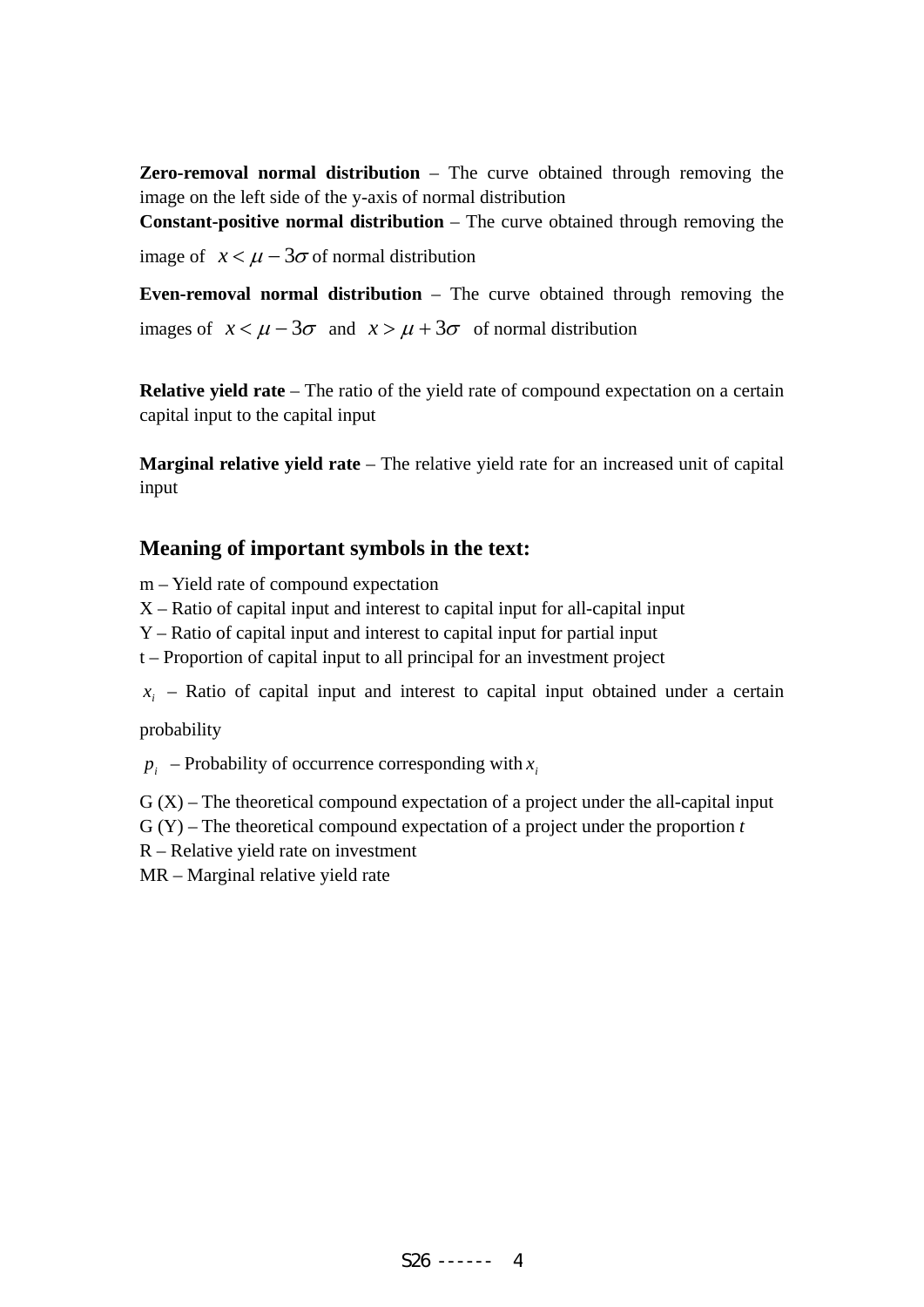**Zero-removal normal distribution** – The curve obtained through removing the image on the left side of the y-axis of normal distribution

**Constant-positive normal distribution** – The curve obtained through removing the image of $x < \mu - 3\sigma$ of normal distribution

**Even-removal normal distribution** – The curve obtained through removing the images of $x < \mu - 3\sigma$ and $x > \mu + 3\sigma$ of normal distribution

**Relative yield rate** – The ratio of the yield rate of compound expectation on a certain capital input to the capital input

**Marginal relative yield rate** – The relative yield rate for an increased unit of capital input

### Meaning of important symbols in the text:

m – Yield rate of compound expectation

X – Ratio of capital input and interest to capital input for all-capital input

Y – Ratio of capital input and interest to capital input for partial input

t – Proportion of capital input to all principal for an investment project

$x_i$ – Ratio of capital input and interest to capital input obtained under a certain probability

$p_i$ – Probability of occurrence corresponding with $x_i$

G (X) – The theoretical compound expectation of a project under the all-capital input

G (Y) – The theoretical compound expectation of a project under the proportion *t*

R – Relative yield rate on investment

MR – Marginal relative yield rate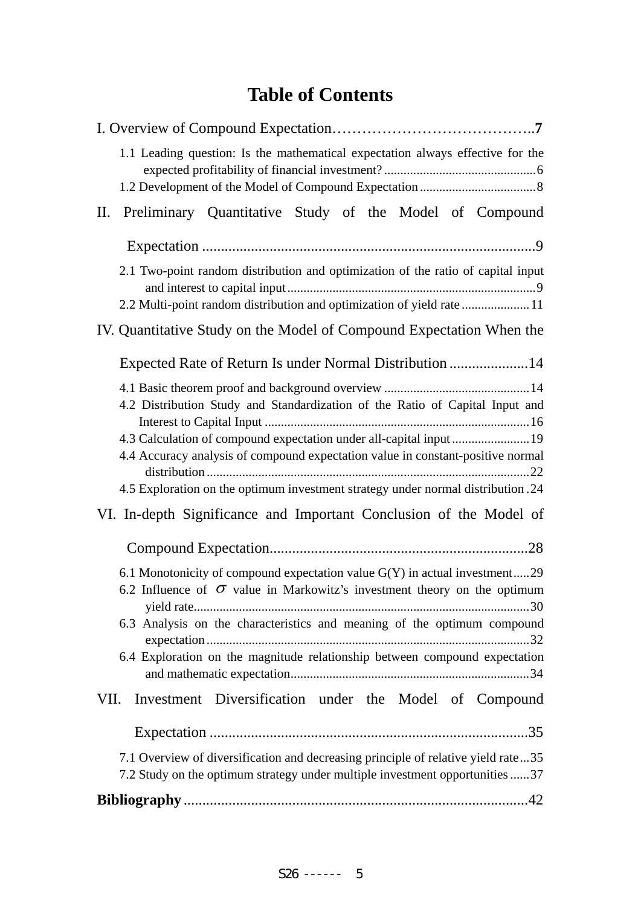# Table of Contents

I. Overview of Compound Expectation…………………………………..7

- 1.1 Leading question: Is the mathematical expectation always effective for the expected profitability of financial investment? ..............................................6
- 1.2 Development of the Model of Compound Expectation ...................................8

II. Preliminary Quantitative Study of the Model of Compound Expectation ........................................................................................9

- 2.1 Two-point random distribution and optimization of the ratio of capital input and interest to capital input ............................................................................9
- 2.2 Multi-point random distribution and optimization of yield rate .....................11

IV. Quantitative Study on the Model of Compound Expectation When the Expected Rate of Return Is under Normal Distribution .....................14

- 4.1 Basic theorem proof and background overview ............................................14
- 4.2 Distribution Study and Standardization of the Ratio of Capital Input and Interest to Capital Input .................................................................................16
- 4.3 Calculation of compound expectation under all-capital input ........................19
- 4.4 Accuracy analysis of compound expectation value in constant-positive normal distribution ...................................................................................................22
- 4.5 Exploration on the optimum investment strategy under normal distribution .24

VI. In-depth Significance and Important Conclusion of the Model of Compound Expectation.....................................................................28

- 6.1 Monotonicity of compound expectation value G(Y) in actual investment.....29
- 6.2 Influence of $\sigma$ value in Markowitz's investment theory on the optimum yield rate.......................................................................................................30
- 6.3 Analysis on the characteristics and meaning of the optimum compound expectation ...................................................................................................32
- 6.4 Exploration on the magnitude relationship between compound expectation and mathematic expectation.........................................................................34

VII. Investment Diversification under the Model of Compound Expectation .....................................................................................35

- 7.1 Overview of diversification and decreasing principle of relative yield rate...35
- 7.2 Study on the optimum strategy under multiple investment opportunities ......37

**Bibliography** ...........................................................................................42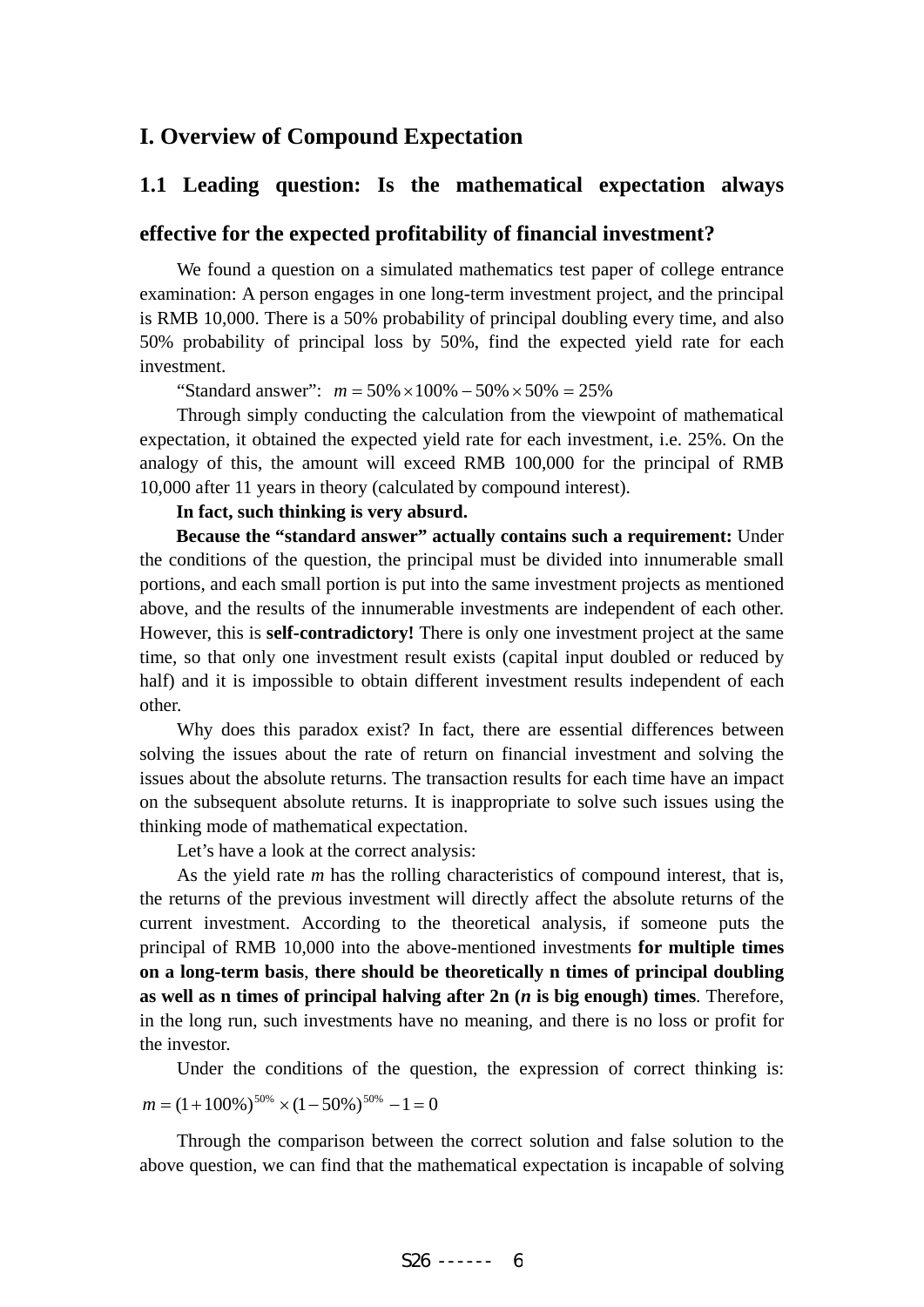# I. Overview of Compound Expectation

## 1.1 Leading question: Is the mathematical expectation always effective for the expected profitability of financial investment?

We found a question on a simulated mathematics test paper of college entrance examination: A person engages in one long-term investment project, and the principal is RMB 10,000. There is a 50% probability of principal doubling every time, and also 50% probability of principal loss by 50%, find the expected yield rate for each investment.

"Standard answer": $m = 50\% \times 100\% - 50\% \times 50\% = 25\%$

Through simply conducting the calculation from the viewpoint of mathematical expectation, it obtained the expected yield rate for each investment, i.e. 25%. On the analogy of this, the amount will exceed RMB 100,000 for the principal of RMB 10,000 after 11 years in theory (calculated by compound interest).

**In fact, such thinking is very absurd.**

**Because the "standard answer" actually contains such a requirement:** Under the conditions of the question, the principal must be divided into innumerable small portions, and each small portion is put into the same investment projects as mentioned above, and the results of the innumerable investments are independent of each other. However, this is **self-contradictory!** There is only one investment project at the same time, so that only one investment result exists (capital input doubled or reduced by half) and it is impossible to obtain different investment results independent of each other.

Why does this paradox exist? In fact, there are essential differences between solving the issues about the rate of return on financial investment and solving the issues about the absolute returns. The transaction results for each time have an impact on the subsequent absolute returns. It is inappropriate to solve such issues using the thinking mode of mathematical expectation.

Let's have a look at the correct analysis:

As the yield rate *m* has the rolling characteristics of compound interest, that is, the returns of the previous investment will directly affect the absolute returns of the current investment. According to the theoretical analysis, if someone puts the principal of RMB 10,000 into the above-mentioned investments **for multiple times on a long-term basis**, **there should be theoretically n times of principal doubling as well as n times of principal halving after 2n (*n* is big enough) times**. Therefore, in the long run, such investments have no meaning, and there is no loss or profit for the investor.

Under the conditions of the question, the expression of correct thinking is: $m = (1+100\%)^{50\%} \times (1-50\%)^{50\%} - 1 = 0$

Through the comparison between the correct solution and false solution to the above question, we can find that the mathematical expectation is incapable of solving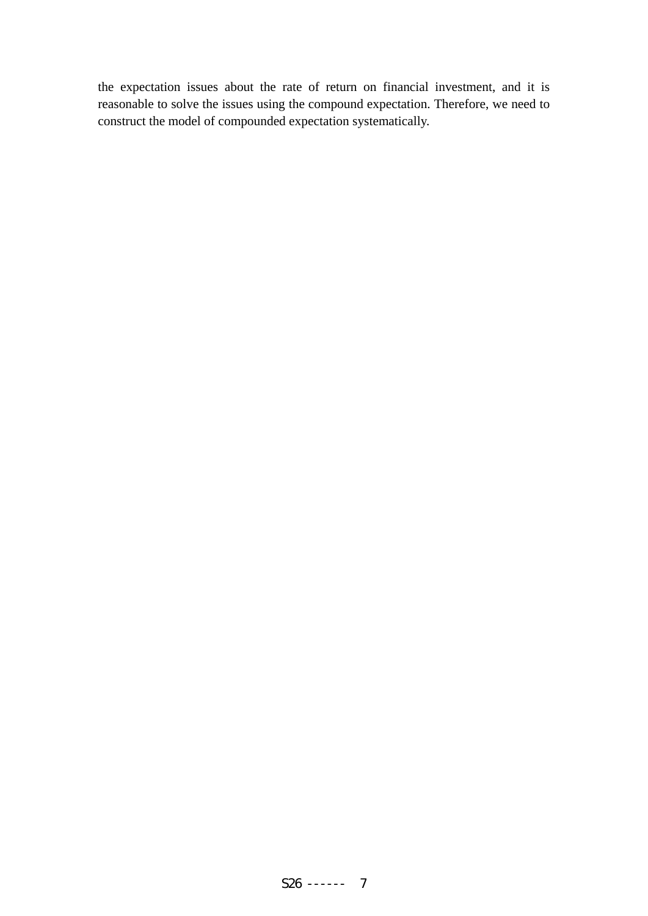the expectation issues about the rate of return on financial investment, and it is reasonable to solve the issues using the compound expectation. Therefore, we need to construct the model of compounded expectation systematically.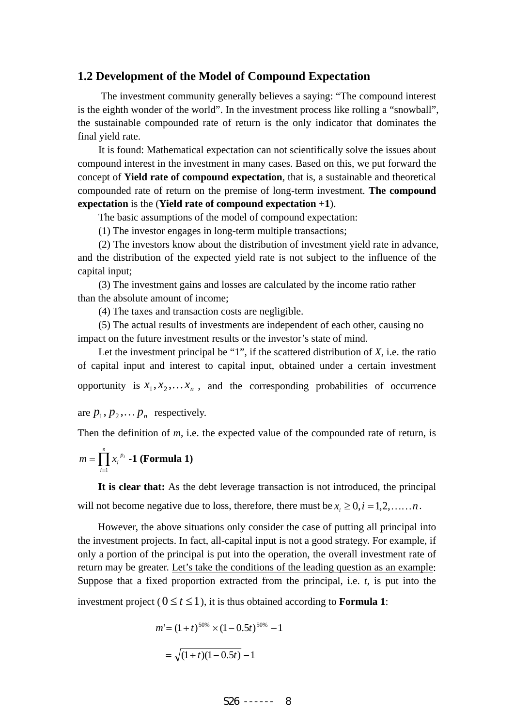## 1.2 Development of the Model of Compound Expectation

The investment community generally believes a saying: "The compound interest is the eighth wonder of the world". In the investment process like rolling a "snowball", the sustainable compounded rate of return is the only indicator that dominates the final yield rate.

It is found: Mathematical expectation can not scientifically solve the issues about compound interest in the investment in many cases. Based on this, we put forward the concept of **Yield rate of compound expectation**, that is, a sustainable and theoretical compounded rate of return on the premise of long-term investment. **The compound expectation** is the (**Yield rate of compound expectation +1**).

The basic assumptions of the model of compound expectation:

(1) The investor engages in long-term multiple transactions;

(2) The investors know about the distribution of investment yield rate in advance, and the distribution of the expected yield rate is not subject to the influence of the capital input;

(3) The investment gains and losses are calculated by the income ratio rather than the absolute amount of income;

(4) The taxes and transaction costs are negligible.

(5) The actual results of investments are independent of each other, causing no impact on the future investment results or the investor's state of mind.

Let the investment principal be "1", if the scattered distribution of *X*, i.e. the ratio of capital input and interest to capital input, obtained under a certain investment opportunity is $x_1, x_2, \ldots x_n$, and the corresponding probabilities of occurrence are $p_1, p_2, \ldots p_n$ respectively.

Then the definition of *m*, i.e. the expected value of the compounded rate of return, is

$$m = \prod_{i=1}^{n} x_i^{\,p_i} - 1 \quad \textbf{(Formula 1)}$$

**It is clear that:** As the debt leverage transaction is not introduced, the principal will not become negative due to loss, therefore, there must be $x_i \geq 0, i = 1, 2, \ldots\ldots n$.

However, the above situations only consider the case of putting all principal into the investment projects. In fact, all-capital input is not a good strategy. For example, if only a portion of the principal is put into the operation, the overall investment rate of return may be greater. <u>Let's take the conditions of the leading question as an example</u>: Suppose that a fixed proportion extracted from the principal, i.e. *t*, is put into the investment project ($0 \leq t \leq 1$), it is thus obtained according to **Formula 1**:

$$m' = (1+t)^{50\%} \times (1-0.5t)^{50\%} - 1$$

$$= \sqrt{(1+t)(1-0.5t)} - 1$$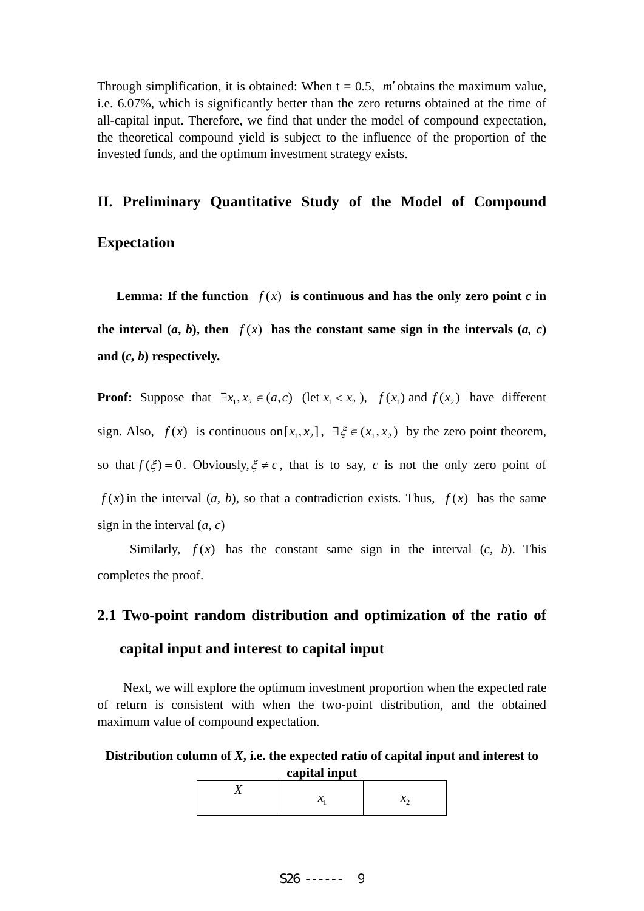Through simplification, it is obtained: When t = 0.5, $m'$ obtains the maximum value, i.e. 6.07%, which is significantly better than the zero returns obtained at the time of all-capital input. Therefore, we find that under the model of compound expectation, the theoretical compound yield is subject to the influence of the proportion of the invested funds, and the optimum investment strategy exists.

## II. Preliminary Quantitative Study of the Model of Compound Expectation

**Lemma: If the function $f(x)$ is continuous and has the only zero point *c* in the interval (*a*, *b*), then $f(x)$ has the constant same sign in the intervals (*a*, *c*) and (*c*, *b*) respectively.**

**Proof:** Suppose that $\exists x_1, x_2 \in (a,c)$ (let $x_1 < x_2$), $f(x_1)$ and $f(x_2)$ have different sign. Also, $f(x)$ is continuous on $[x_1, x_2]$, $\exists \xi \in (x_1, x_2)$ by the zero point theorem, so that $f(\xi) = 0$. Obviously, $\xi \neq c$, that is to say, *c* is not the only zero point of $f(x)$ in the interval (*a*, *b*), so that a contradiction exists. Thus, $f(x)$ has the same sign in the interval (*a*, *c*)

Similarly, $f(x)$ has the constant same sign in the interval (*c*, *b*). This completes the proof.

### 2.1 Two-point random distribution and optimization of the ratio of capital input and interest to capital input

Next, we will explore the optimum investment proportion when the expected rate of return is consistent with when the two-point distribution, and the obtained maximum value of compound expectation.

**Distribution column of *X*, i.e. the expected ratio of capital input and interest to capital input**

| $X$ | $x_1$ | $x_2$ |
|---|---|---|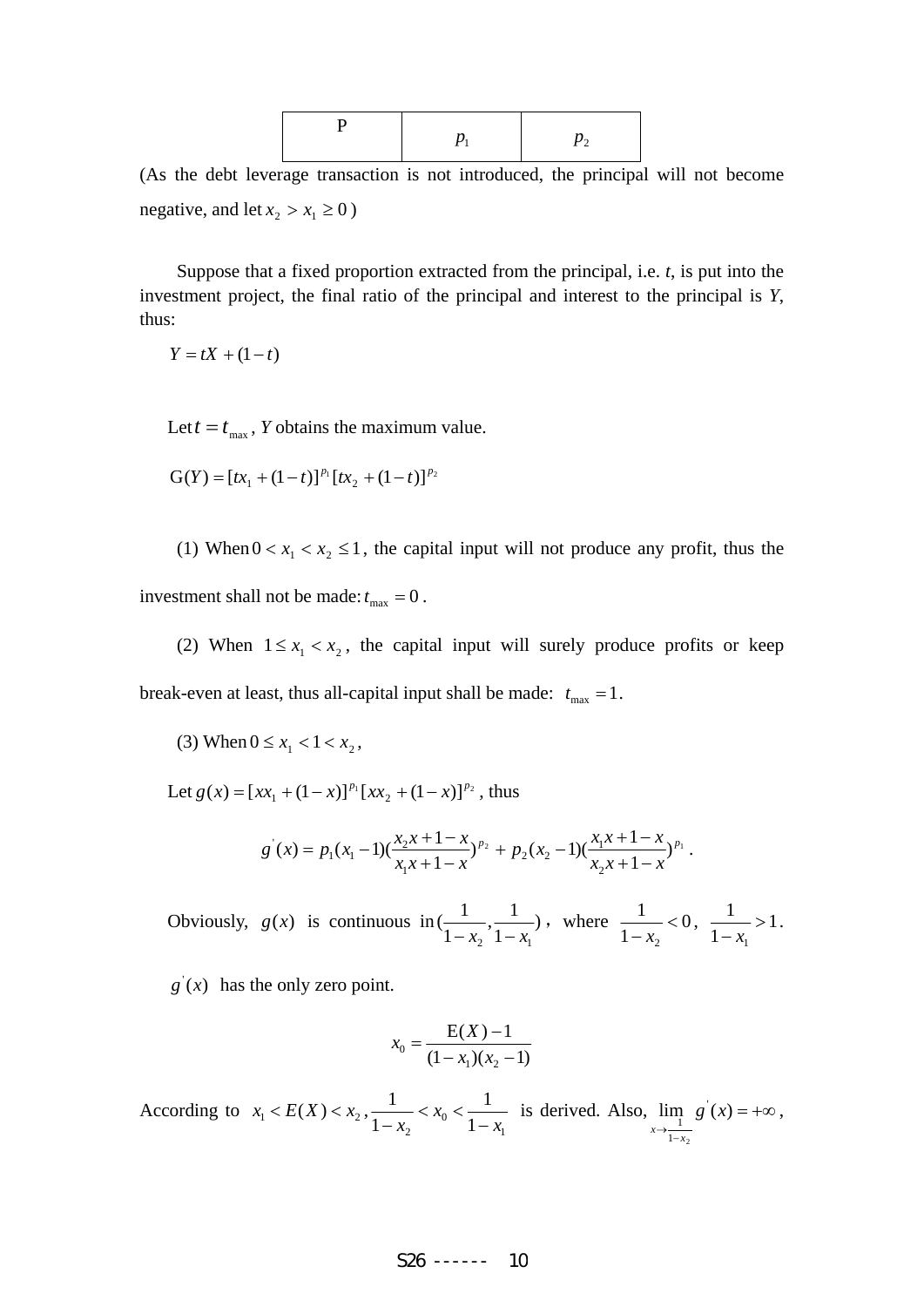| P | $p_1$ | $p_2$ |
|---|---|---|

(As the debt leverage transaction is not introduced, the principal will not become negative, and let $x_2 > x_1 \geq 0$ )

Suppose that a fixed proportion extracted from the principal, i.e. *t*, is put into the investment project, the final ratio of the principal and interest to the principal is *Y*, thus:

$$Y = tX + (1-t)$$

Let $t = t_{\max}$ , *Y* obtains the maximum value.

$$\mathrm{G}(Y) = [tx_1 + (1-t)]^{p_1}[tx_2 + (1-t)]^{p_2}$$

(1) When $0 < x_1 < x_2 \leq 1$, the capital input will not produce any profit, thus the investment shall not be made: $t_{\max} = 0$ .

(2) When $1 \leq x_1 < x_2$, the capital input will surely produce profits or keep break-even at least, thus all-capital input shall be made: $t_{\max} = 1$.

(3) When $0 \leq x_1 < 1 < x_2$,

Let $g(x) = [xx_1 + (1-x)]^{p_1}[xx_2 + (1-x)]^{p_2}$ , thus

$$g^{'}(x) = p_1(x_1 - 1)(\frac{x_2 x + 1 - x}{x_1 x + 1 - x})^{p_2} + p_2(x_2 - 1)(\frac{x_1 x + 1 - x}{x_2 x + 1 - x})^{p_1} .$$

Obviously, $g(x)$ is continuous in $(\frac{1}{1-x_2}, \frac{1}{1-x_1})$ , where $\frac{1}{1-x_2} < 0$, $\frac{1}{1-x_1} > 1$.

$g^{'}(x)$ has the only zero point.

$$x_0 = \frac{\mathrm{E}(X) - 1}{(1-x_1)(x_2 - 1)}$$

According to $x_1 < E(X) < x_2$, $\frac{1}{1-x_2} < x_0 < \frac{1}{1-x_1}$ is derived. Also, $\lim_{x \to \frac{1}{1-x_2}} g^{'}(x) = +\infty$ ,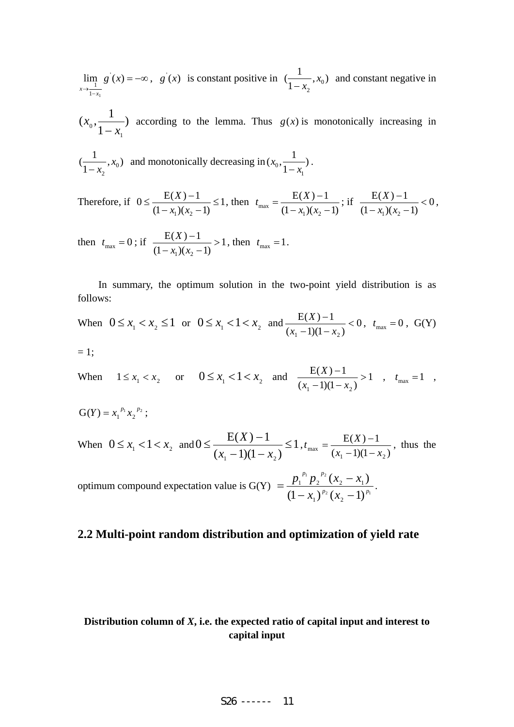$\lim_{x \to \frac{1}{1-x_1}} g^{'}(x) = -\infty$, $g^{'}(x)$ is constant positive in $(\frac{1}{1-x_2}, x_0)$ and constant negative in $(x_0, \frac{1}{1-x_1})$ according to the lemma. Thus $g(x)$ is monotonically increasing in $(\frac{1}{1-x_2}, x_0)$ and monotonically decreasing in $(x_0, \frac{1}{1-x_1})$.

Therefore, if $0 \le \frac{\mathrm{E}(X)-1}{(1-x_1)(x_2-1)} \le 1$, then $t_{\max} = \frac{\mathrm{E}(X)-1}{(1-x_1)(x_2-1)}$; if $\frac{\mathrm{E}(X)-1}{(1-x_1)(x_2-1)} < 0$, then $t_{\max} = 0$; if $\frac{\mathrm{E}(X)-1}{(1-x_1)(x_2-1)} > 1$, then $t_{\max} = 1$.

In summary, the optimum solution in the two-point yield distribution is as follows:

When $0 \le x_1 < x_2 \le 1$ or $0 \le x_1 < 1 < x_2$ and $\frac{\mathrm{E}(X)-1}{(x_1-1)(1-x_2)} < 0$, $t_{\max} = 0$, G(Y) = 1;

When $1 \le x_1 < x_2$ or $0 \le x_1 < 1 < x_2$ and $\frac{\mathrm{E}(X)-1}{(x_1-1)(1-x_2)} > 1$, $t_{\max} = 1$, $\mathrm{G}(Y) = {x_1}^{p_1}{x_2}^{p_2}$;

When $0 \le x_1 < 1 < x_2$ and $0 \le \frac{\mathrm{E}(X)-1}{(x_1-1)(1-x_2)} \le 1$, $t_{\max} = \frac{\mathrm{E}(X)-1}{(x_1-1)(1-x_2)}$, thus the optimum compound expectation value is G(Y) $= \frac{{p_1}^{p_1}{p_2}^{p_2}(x_2-x_1)}{(1-x_1)^{p_2}(x_2-1)^{p_1}}$.

## 2.2 Multi-point random distribution and optimization of yield rate

**Distribution column of *X*, i.e. the expected ratio of capital input and interest to capital input**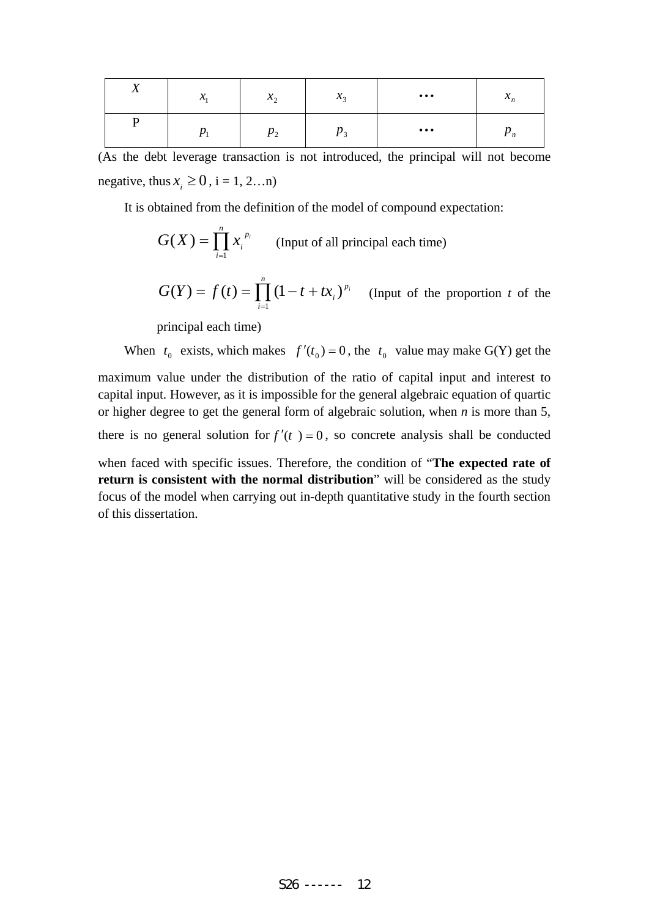| $X$ | $x_1$ | $x_2$ | $x_3$ | $\cdots$ | $x_n$ |
|---|---|---|---|---|---|
| P | $p_1$ | $p_2$ | $p_3$ | $\cdots$ | $p_n$ |

(As the debt leverage transaction is not introduced, the principal will not become negative, thus $x_i \geq 0$, i = 1, 2…n)

It is obtained from the definition of the model of compound expectation:

$$G(X) = \prod_{i=1}^{n} x_i^{\ p_i} \quad \text{(Input of all principal each time)}$$

$$G(Y) = f(t) = \prod_{i=1}^{n} (1 - t + tx_i)^{p_i} \quad \text{(Input of the proportion } t \text{ of the principal each time)}$$

When $t_0$ exists, which makes $f'(t_0) = 0$, the $t_0$ value may make G(Y) get the maximum value under the distribution of the ratio of capital input and interest to capital input. However, as it is impossible for the general algebraic equation of quartic or higher degree to get the general form of algebraic solution, when *n* is more than 5, there is no general solution for $f'(t) = 0$, so concrete analysis shall be conducted when faced with specific issues. Therefore, the condition of "**The expected rate of return is consistent with the normal distribution**" will be considered as the study focus of the model when carrying out in-depth quantitative study in the fourth section of this dissertation.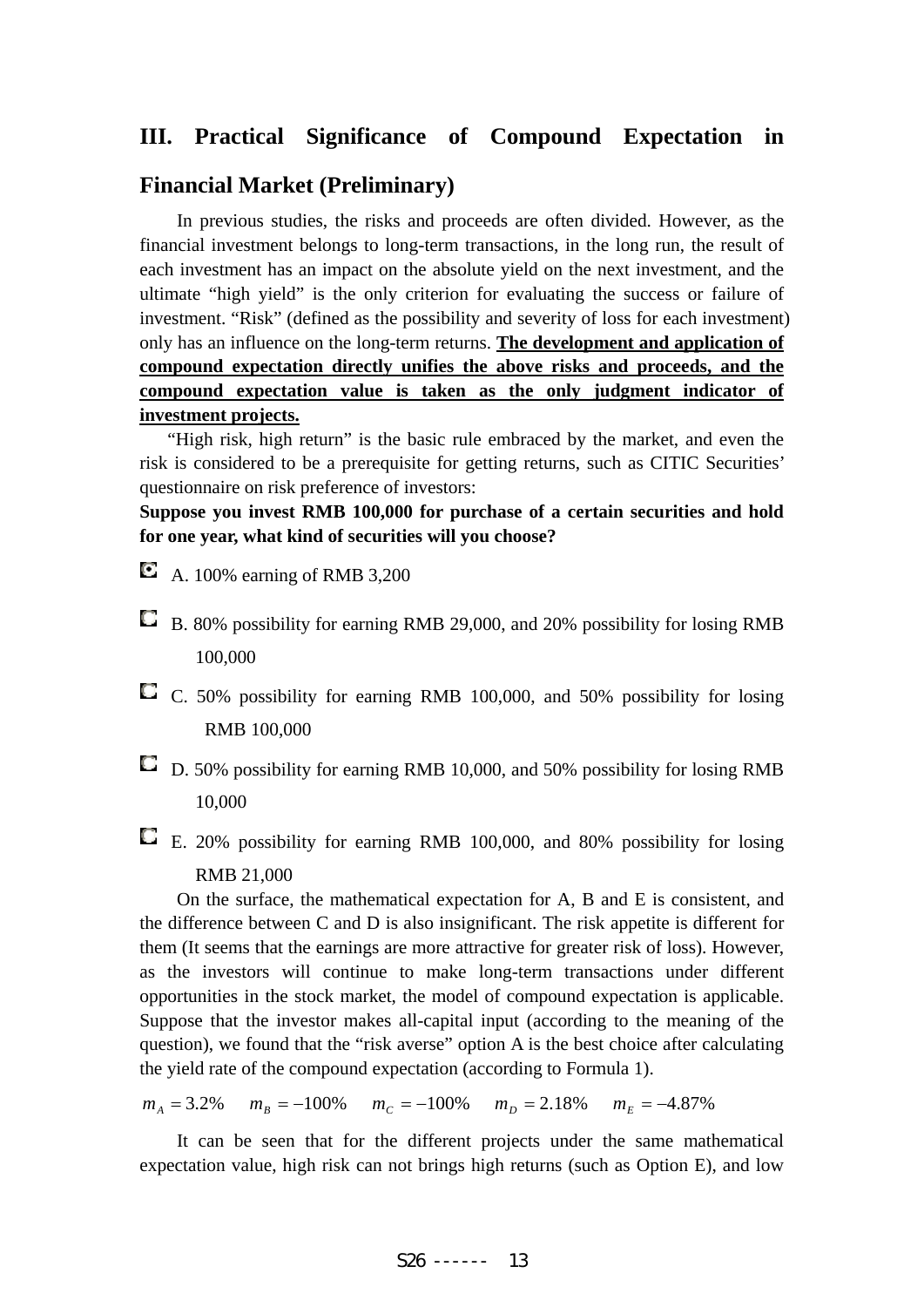## III. Practical Significance of Compound Expectation in Financial Market (Preliminary)

In previous studies, the risks and proceeds are often divided. However, as the financial investment belongs to long-term transactions, in the long run, the result of each investment has an impact on the absolute yield on the next investment, and the ultimate "high yield" is the only criterion for evaluating the success or failure of investment. "Risk" (defined as the possibility and severity of loss for each investment) only has an influence on the long-term returns. **The development and application of compound expectation directly unifies the above risks and proceeds, and the compound expectation value is taken as the only judgment indicator of investment projects.**

"High risk, high return" is the basic rule embraced by the market, and even the risk is considered to be a prerequisite for getting returns, such as CITIC Securities' questionnaire on risk preference of investors:

**Suppose you invest RMB 100,000 for purchase of a certain securities and hold for one year, what kind of securities will you choose?**

- A. 100% earning of RMB 3,200
- B. 80% possibility for earning RMB 29,000, and 20% possibility for losing RMB 100,000
- C. 50% possibility for earning RMB 100,000, and 50% possibility for losing RMB 100,000
- D. 50% possibility for earning RMB 10,000, and 50% possibility for losing RMB 10,000
- E. 20% possibility for earning RMB 100,000, and 80% possibility for losing RMB 21,000

On the surface, the mathematical expectation for A, B and E is consistent, and the difference between C and D is also insignificant. The risk appetite is different for them (It seems that the earnings are more attractive for greater risk of loss). However, as the investors will continue to make long-term transactions under different opportunities in the stock market, the model of compound expectation is applicable. Suppose that the investor makes all-capital input (according to the meaning of the question), we found that the "risk averse" option A is the best choice after calculating the yield rate of the compound expectation (according to Formula 1).

$m_A = 3.2\%$ $\quad m_B = -100\%$ $\quad m_C = -100\%$ $\quad m_D = 2.18\%$ $\quad m_E = -4.87\%$

It can be seen that for the different projects under the same mathematical expectation value, high risk can not brings high returns (such as Option E), and low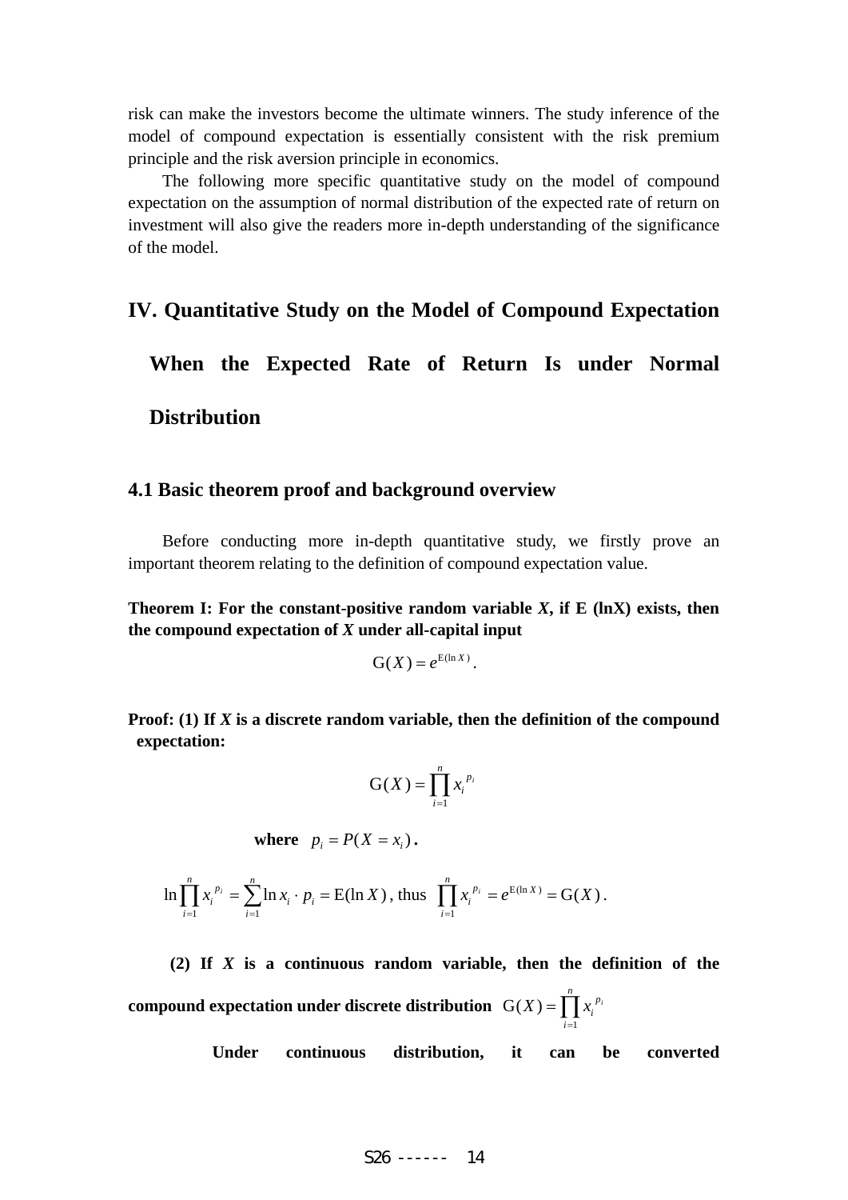risk can make the investors become the ultimate winners. The study inference of the model of compound expectation is essentially consistent with the risk premium principle and the risk aversion principle in economics.

The following more specific quantitative study on the model of compound expectation on the assumption of normal distribution of the expected rate of return on investment will also give the readers more in-depth understanding of the significance of the model.

# IV. Quantitative Study on the Model of Compound Expectation When the Expected Rate of Return Is under Normal Distribution

## 4.1 Basic theorem proof and background overview

Before conducting more in-depth quantitative study, we firstly prove an important theorem relating to the definition of compound expectation value.

**Theorem I: For the constant-positive random variable *X*, if E (lnX) exists, then the compound expectation of *X* under all-capital input**

$$\mathrm{G}(X) = e^{\mathrm{E}(\ln X)}.$$

**Proof: (1) If *X* is a discrete random variable, then the definition of the compound expectation:**

$$\mathrm{G}(X) = \prod_{i=1}^{n} x_i^{\,p_i}$$

**where** $p_i = P(X = x_i)$**.**

$$\ln \prod_{i=1}^{n} x_i^{\,p_i} = \sum_{i=1}^{n} \ln x_i \cdot p_i = \mathrm{E}(\ln X), \text{ thus } \prod_{i=1}^{n} x_i^{\,p_i} = e^{\mathrm{E}(\ln X)} = \mathrm{G}(X).$$

**(2) If *X* is a continuous random variable, then the definition of the compound expectation under discrete distribution** $\mathrm{G}(X) = \prod_{i=1}^{n} x_i^{\,p_i}$

**Under continuous distribution, it can be converted**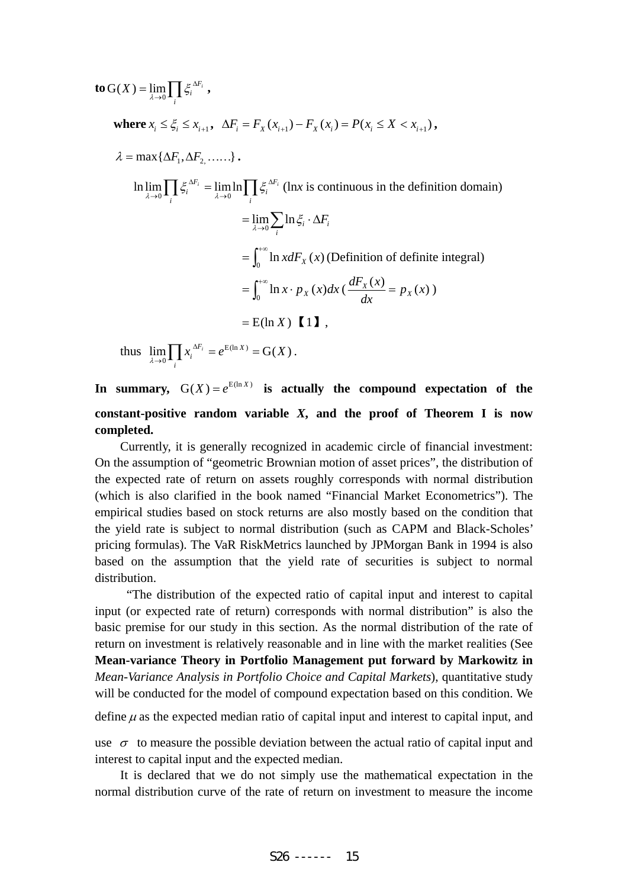**to** $\mathrm{G}(X) = \lim\limits_{\lambda \to 0} \prod\limits_{i} \xi_i^{\Delta F_i}$ **,**

**where** $x_i \le \xi_i \le x_{i+1}$**,** $\Delta F_i = F_X(x_{i+1}) - F_X(x_i) = P(x_i \le X < x_{i+1})$**,**

$\lambda = \max\{\Delta F_1, \Delta F_2, \ldots\ldots\}$ **.**

$$
\begin{aligned}
\ln \lim_{\lambda \to 0} \prod_i \xi_i^{\Delta F_i} &= \lim_{\lambda \to 0} \ln \prod_i \xi_i^{\Delta F_i} \quad (\ln x \text{ is continuous in the definition domain}) \\
&= \lim_{\lambda \to 0} \sum_i \ln \xi_i \cdot \Delta F_i \\
&= \int_0^{+\infty} \ln x dF_X(x) \quad (\text{Definition of definite integral}) \\
&= \int_0^{+\infty} \ln x \cdot p_X(x) dx \quad \left(\frac{dF_X(x)}{dx} = p_X(x)\right) \\
&= \mathrm{E}(\ln X) \text{【1】},
\end{aligned}
$$

thus $\lim\limits_{\lambda \to 0} \prod\limits_{i} x_i^{\Delta F_i} = e^{\mathrm{E}(\ln X)} = \mathrm{G}(X)$.

**In summary,** $\mathrm{G}(X) = e^{\mathrm{E}(\ln X)}$ **is actually the compound expectation of the constant-positive random variable** ***X*****, and the proof of Theorem I is now completed.**

Currently, it is generally recognized in academic circle of financial investment: On the assumption of “geometric Brownian motion of asset prices”, the distribution of the expected rate of return on assets roughly corresponds with normal distribution (which is also clarified in the book named “Financial Market Econometrics”). The empirical studies based on stock returns are also mostly based on the condition that the yield rate is subject to normal distribution (such as CAPM and Black-Scholes’ pricing formulas). The VaR RiskMetrics launched by JPMorgan Bank in 1994 is also based on the assumption that the yield rate of securities is subject to normal distribution.

“The distribution of the expected ratio of capital input and interest to capital input (or expected rate of return) corresponds with normal distribution” is also the basic premise for our study in this section. As the normal distribution of the rate of return on investment is relatively reasonable and in line with the market realities (See **Mean-variance Theory in Portfolio Management put forward by Markowitz in** *Mean-Variance Analysis in Portfolio Choice and Capital Markets*), quantitative study will be conducted for the model of compound expectation based on this condition. We define $\mu$ as the expected median ratio of capital input and interest to capital input, and use $\sigma$ to measure the possible deviation between the actual ratio of capital input and interest to capital input and the expected median.

It is declared that we do not simply use the mathematical expectation in the normal distribution curve of the rate of return on investment to measure the income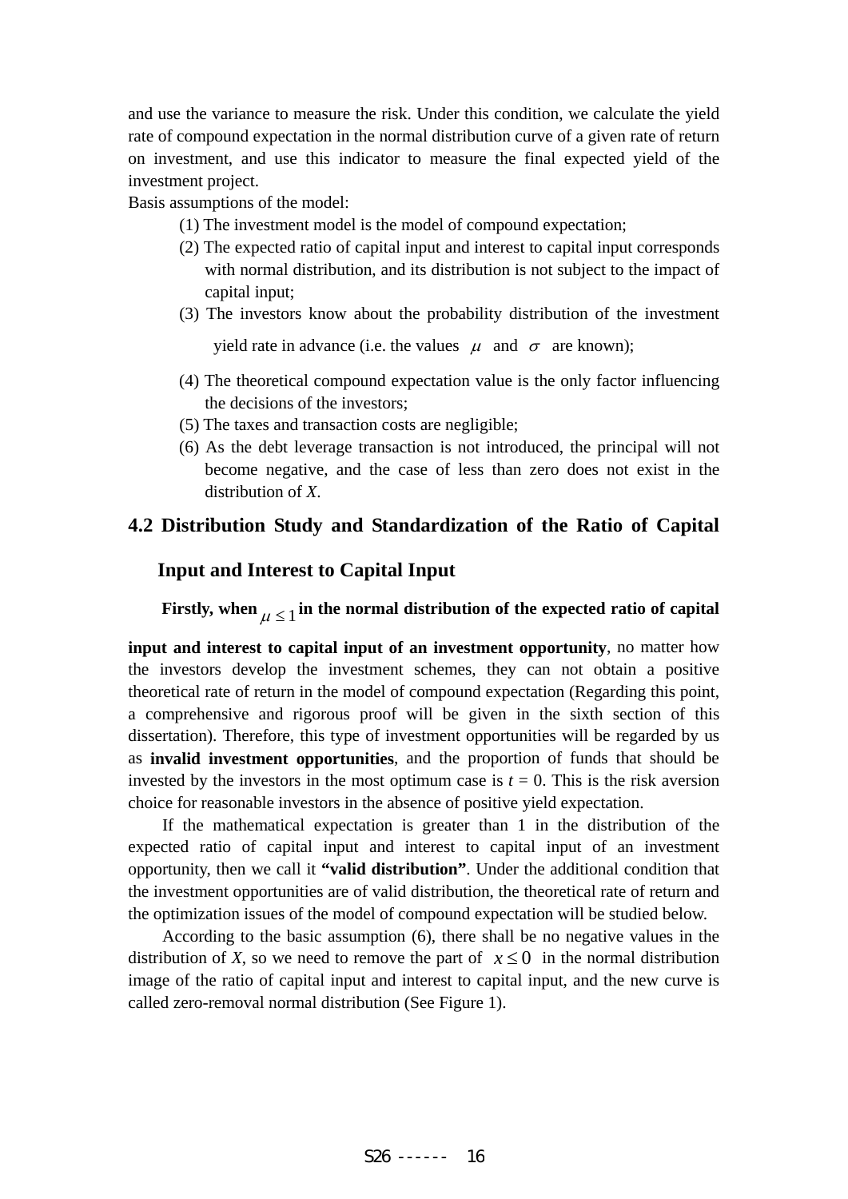and use the variance to measure the risk. Under this condition, we calculate the yield rate of compound expectation in the normal distribution curve of a given rate of return on investment, and use this indicator to measure the final expected yield of the investment project.

Basis assumptions of the model:

(1) The investment model is the model of compound expectation;

(2) The expected ratio of capital input and interest to capital input corresponds with normal distribution, and its distribution is not subject to the impact of capital input;

(3) The investors know about the probability distribution of the investment yield rate in advance (i.e. the values $\mu$ and $\sigma$ are known);

(4) The theoretical compound expectation value is the only factor influencing the decisions of the investors;

(5) The taxes and transaction costs are negligible;

(6) As the debt leverage transaction is not introduced, the principal will not become negative, and the case of less than zero does not exist in the distribution of *X*.

### 4.2 Distribution Study and Standardization of the Ratio of Capital Input and Interest to Capital Input

**Firstly, when $\mu \le 1$ in the normal distribution of the expected ratio of capital input and interest to capital input of an investment opportunity**, no matter how the investors develop the investment schemes, they can not obtain a positive theoretical rate of return in the model of compound expectation (Regarding this point, a comprehensive and rigorous proof will be given in the sixth section of this dissertation). Therefore, this type of investment opportunities will be regarded by us as **invalid investment opportunities**, and the proportion of funds that should be invested by the investors in the most optimum case is $t = 0$. This is the risk aversion choice for reasonable investors in the absence of positive yield expectation.

If the mathematical expectation is greater than 1 in the distribution of the expected ratio of capital input and interest to capital input of an investment opportunity, then we call it **"valid distribution"**. Under the additional condition that the investment opportunities are of valid distribution, the theoretical rate of return and the optimization issues of the model of compound expectation will be studied below.

According to the basic assumption (6), there shall be no negative values in the distribution of *X*, so we need to remove the part of $x \le 0$ in the normal distribution image of the ratio of capital input and interest to capital input, and the new curve is called zero-removal normal distribution (See Figure 1).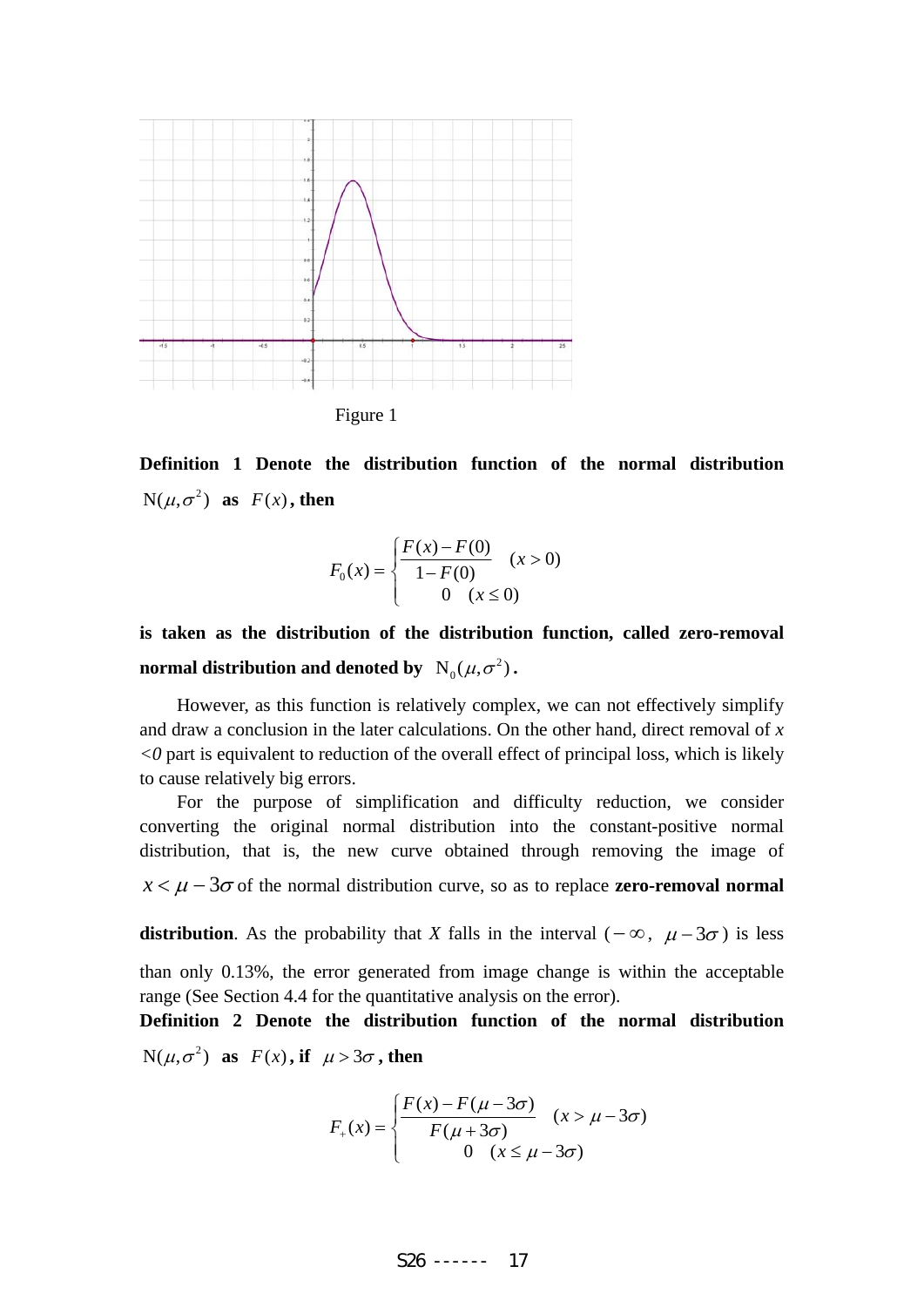Figure 1

**Definition 1 Denote the distribution function of the normal distribution $\mathrm{N}(\mu,\sigma^2)$ as $F(x)$, then**

$$F_0(x)=\begin{cases}\dfrac{F(x)-F(0)}{1-F(0)} & (x>0)\\ 0 & (x\le 0)\end{cases}$$

**is taken as the distribution of the distribution function, called zero-removal normal distribution and denoted by $\mathrm{N}_0(\mu,\sigma^2)$.**

However, as this function is relatively complex, we can not effectively simplify and draw a conclusion in the later calculations. On the other hand, direct removal of *x <0* part is equivalent to reduction of the overall effect of principal loss, which is likely to cause relatively big errors.

For the purpose of simplification and difficulty reduction, we consider converting the original normal distribution into the constant-positive normal distribution, that is, the new curve obtained through removing the image of $x<\mu-3\sigma$ of the normal distribution curve, so as to replace **zero-removal normal distribution**. As the probability that *X* falls in the interval $(-\infty,\ \mu-3\sigma)$ is less than only 0.13%, the error generated from image change is within the acceptable range (See Section 4.4 for the quantitative analysis on the error).

**Definition 2 Denote the distribution function of the normal distribution $\mathrm{N}(\mu,\sigma^2)$ as $F(x)$, if $\mu>3\sigma$, then**

$$F_+(x)=\begin{cases}\dfrac{F(x)-F(\mu-3\sigma)}{F(\mu+3\sigma)} & (x>\mu-3\sigma)\\ 0 & (x\le \mu-3\sigma)\end{cases}$$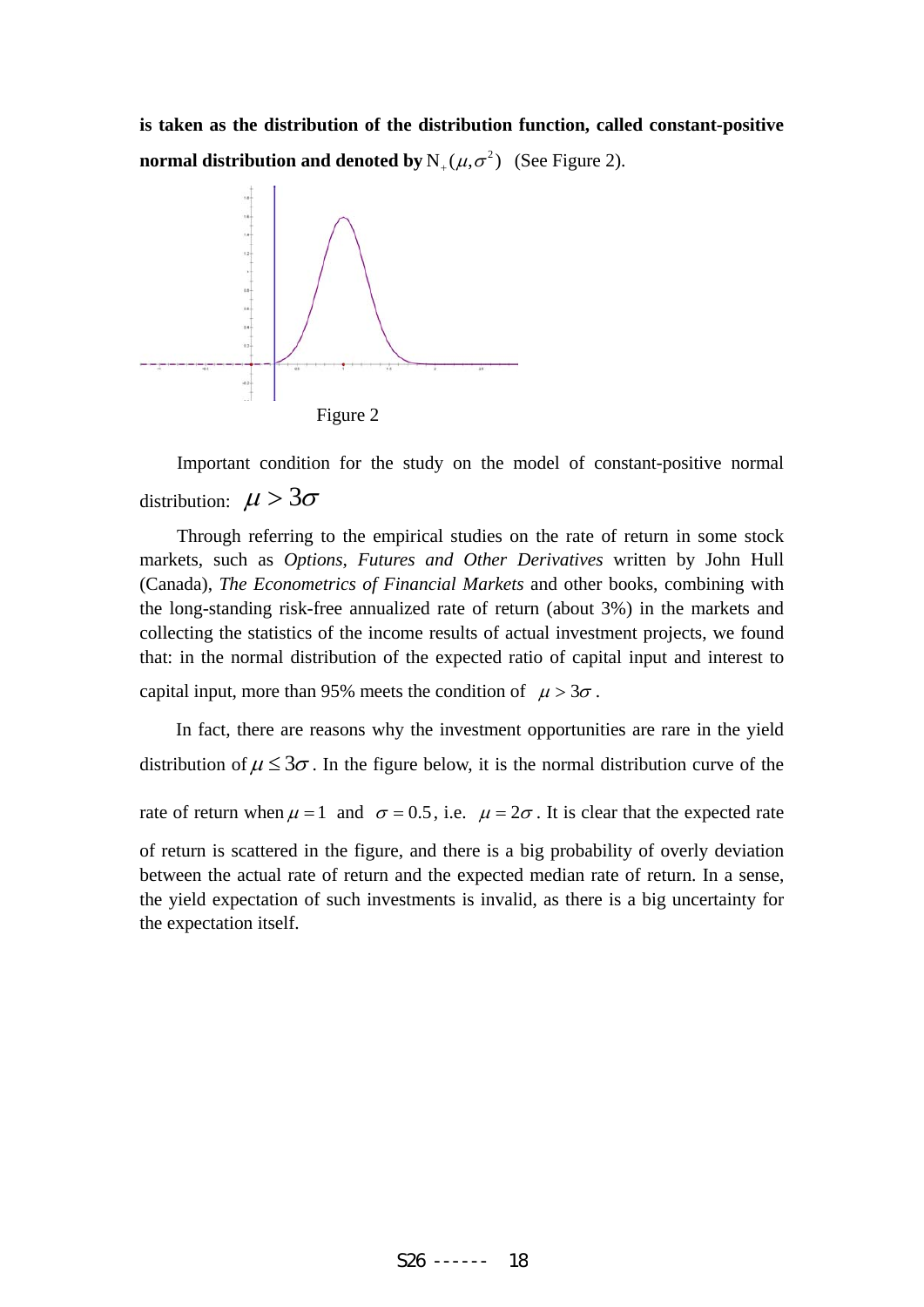**is taken as the distribution of the distribution function, called constant-positive normal distribution and denoted by** $N_+(\mu, \sigma^2)$ (See Figure 2).

Figure 2

Important condition for the study on the model of constant-positive normal distribution: $\mu > 3\sigma$

Through referring to the empirical studies on the rate of return in some stock markets, such as *Options, Futures and Other Derivatives* written by John Hull (Canada), *The Econometrics of Financial Markets* and other books, combining with the long-standing risk-free annualized rate of return (about 3%) in the markets and collecting the statistics of the income results of actual investment projects, we found that: in the normal distribution of the expected ratio of capital input and interest to capital input, more than 95% meets the condition of $\mu > 3\sigma$.

In fact, there are reasons why the investment opportunities are rare in the yield distribution of $\mu \leq 3\sigma$. In the figure below, it is the normal distribution curve of the rate of return when $\mu = 1$ and $\sigma = 0.5$, i.e. $\mu = 2\sigma$. It is clear that the expected rate of return is scattered in the figure, and there is a big probability of overly deviation between the actual rate of return and the expected median rate of return. In a sense, the yield expectation of such investments is invalid, as there is a big uncertainty for the expectation itself.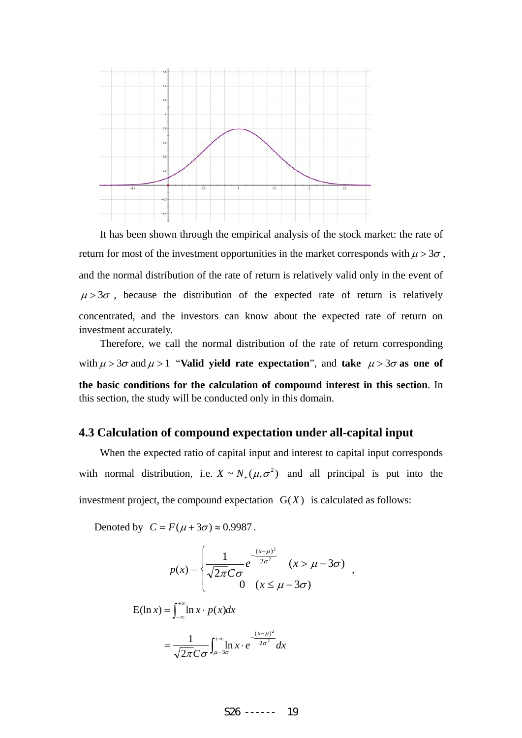It has been shown through the empirical analysis of the stock market: the rate of return for most of the investment opportunities in the market corresponds with $\mu > 3\sigma$, and the normal distribution of the rate of return is relatively valid only in the event of $\mu > 3\sigma$, because the distribution of the expected rate of return is relatively concentrated, and the investors can know about the expected rate of return on investment accurately.

Therefore, we call the normal distribution of the rate of return corresponding with $\mu > 3\sigma$ and $\mu > 1$ "**Valid yield rate expectation**", and **take** $\mu > 3\sigma$ **as one of the basic conditions for the calculation of compound interest in this section**. In this section, the study will be conducted only in this domain.

### 4.3 Calculation of compound expectation under all-capital input

When the expected ratio of capital input and interest to capital input corresponds with normal distribution, i.e. $X \sim N_{+}(\mu, \sigma^2)$ and all principal is put into the investment project, the compound expectation $\mathrm{G}(X)$ is calculated as follows:

Denoted by $C = F(\mu + 3\sigma) \approx 0.9987$.

$$p(x) = \begin{cases} \dfrac{1}{\sqrt{2\pi} C\sigma} e^{-\frac{(x-\mu)^2}{2\sigma^2}} & (x > \mu - 3\sigma) \\ 0 & (x \le \mu - 3\sigma) \end{cases},$$

$$\mathrm{E}(\ln x) = \int_{-\infty}^{+\infty} \ln x \cdot p(x) dx$$

$$= \frac{1}{\sqrt{2\pi} C\sigma} \int_{\mu-3\sigma}^{+\infty} \ln x \cdot e^{-\frac{(x-\mu)^2}{2\sigma^2}} dx$$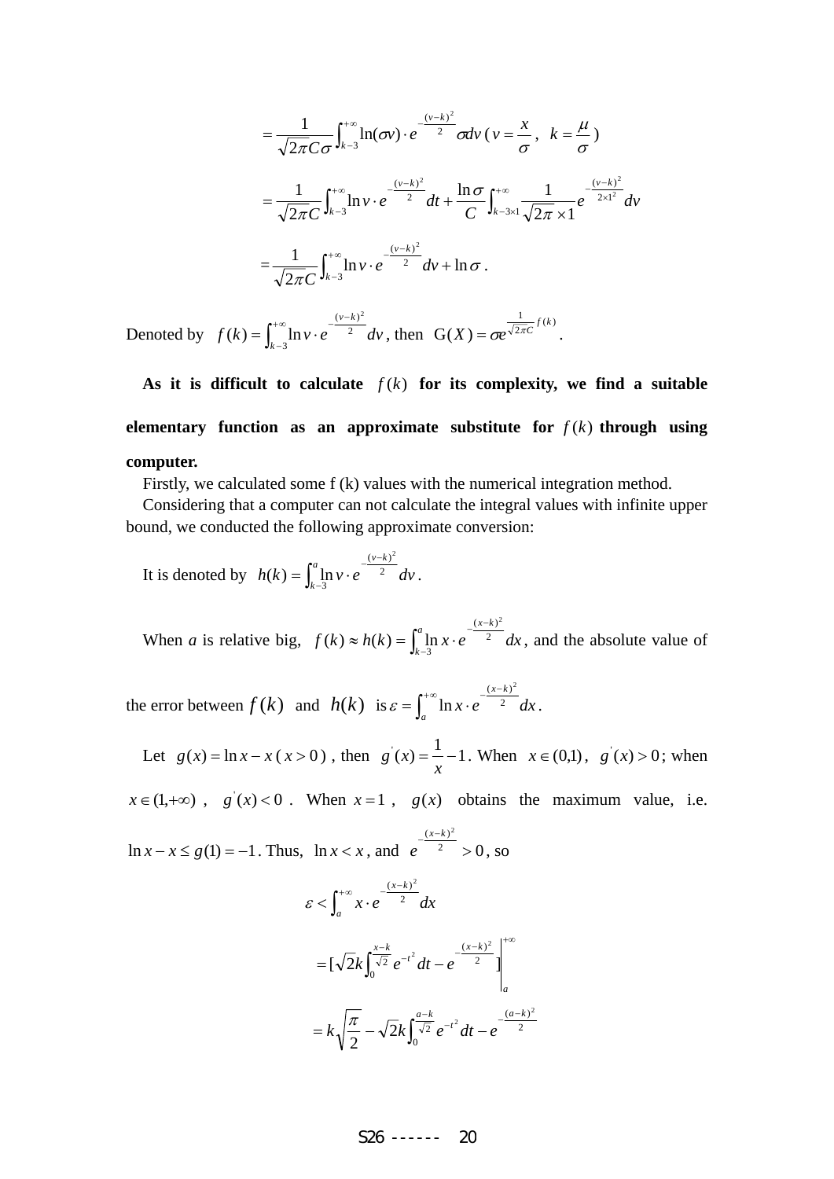$$= \frac{1}{\sqrt{2\pi}C\sigma}\int_{k-3}^{+\infty}\ln(\sigma v)\cdot e^{-\frac{(v-k)^2}{2}}\sigma dv \;(\, v = \frac{x}{\sigma},\;\; k = \frac{\mu}{\sigma})$$

$$= \frac{1}{\sqrt{2\pi}C}\int_{k-3}^{+\infty}\ln v\cdot e^{-\frac{(v-k)^2}{2}}dt + \frac{\ln\sigma}{C}\int_{k-3\times 1}^{+\infty}\frac{1}{\sqrt{2\pi}\times 1}e^{-\frac{(v-k)^2}{2\times 1^2}}dv$$

$$= \frac{1}{\sqrt{2\pi}C}\int_{k-3}^{+\infty}\ln v\cdot e^{-\frac{(v-k)^2}{2}}dv + \ln\sigma\,.$$

Denoted by $f(k) = \int_{k-3}^{+\infty}\ln v\cdot e^{-\frac{(v-k)^2}{2}}dv$, then $\mathrm{G}(X) = \sigma e^{\frac{1}{\sqrt{2\pi}C}f(k)}$.

**As it is difficult to calculate $f(k)$ for its complexity, we find a suitable elementary function as an approximate substitute for $f(k)$ through using computer.**

Firstly, we calculated some f (k) values with the numerical integration method.

Considering that a computer can not calculate the integral values with infinite upper bound, we conducted the following approximate conversion:

It is denoted by $h(k) = \int_{k-3}^{a}\ln v\cdot e^{-\frac{(v-k)^2}{2}}dv$.

When *a* is relative big, $f(k)\approx h(k) = \int_{k-3}^{a}\ln x\cdot e^{-\frac{(x-k)^2}{2}}dx$, and the absolute value of the error between $f(k)$ and $h(k)$ is $\varepsilon = \int_{a}^{+\infty}\ln x\cdot e^{-\frac{(x-k)^2}{2}}dx$.

Let $g(x) = \ln x - x$ ( $x > 0$ ) , then $g'(x) = \frac{1}{x} - 1$. When $x\in(0,1)$, $g'(x) > 0$; when $x\in(1,+\infty)$ , $g'(x) < 0$ . When $x = 1$ , $g(x)$ obtains the maximum value, i.e. $\ln x - x \le g(1) = -1$. Thus, $\ln x < x$, and $e^{-\frac{(x-k)^2}{2}} > 0$, so

$$\varepsilon < \int_{a}^{+\infty}x\cdot e^{-\frac{(x-k)^2}{2}}dx$$

$$= [\sqrt{2}k\int_{0}^{\frac{x-k}{\sqrt{2}}}e^{-t^2}dt - e^{-\frac{(x-k)^2}{2}}]\Bigg|_{a}^{+\infty}$$

$$= k\sqrt{\frac{\pi}{2}} - \sqrt{2}k\int_{0}^{\frac{a-k}{\sqrt{2}}}e^{-t^2}dt - e^{-\frac{(a-k)^2}{2}}$$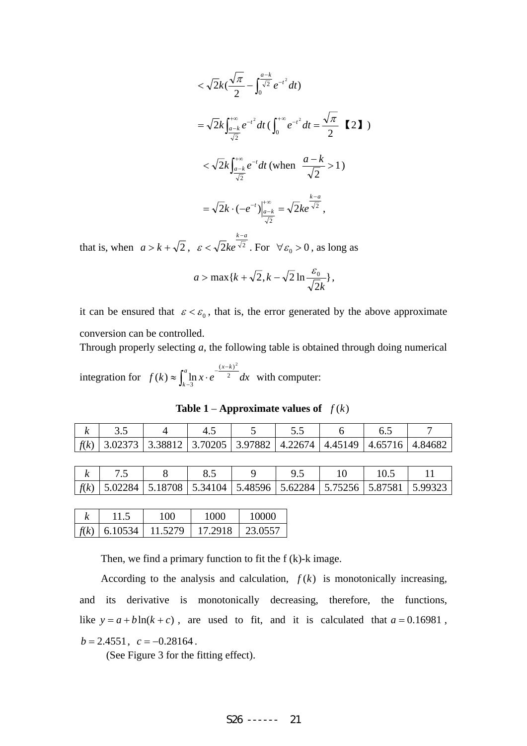$$< \sqrt{2}k(\frac{\sqrt{\pi}}{2} - \int_0^{\frac{a-k}{\sqrt{2}}} e^{-t^2} dt)$$

$$= \sqrt{2}k \int_{\frac{a-k}{\sqrt{2}}}^{+\infty} e^{-t^2} dt \; (\int_0^{+\infty} e^{-t^2} dt = \frac{\sqrt{\pi}}{2} \text{ 【2】})$$

$$< \sqrt{2}k \int_{\frac{a-k}{\sqrt{2}}}^{+\infty} e^{-t} dt \; (\text{when } \frac{a-k}{\sqrt{2}} > 1)$$

$$= \sqrt{2}k \cdot (-e^{-t})\Big|_{\frac{a-k}{\sqrt{2}}}^{+\infty} = \sqrt{2}ke^{\frac{k-a}{\sqrt{2}}},$$

that is, when $a > k + \sqrt{2}$, $\varepsilon < \sqrt{2}ke^{\frac{k-a}{\sqrt{2}}}$. For $\forall \varepsilon_0 > 0$, as long as

$$a > \max\{k + \sqrt{2}, k - \sqrt{2}\ln\frac{\varepsilon_0}{\sqrt{2}k}\},$$

it can be ensured that $\varepsilon < \varepsilon_0$, that is, the error generated by the above approximate conversion can be controlled.

Through properly selecting *a*, the following table is obtained through doing numerical integration for $f(k) \approx \int_{k-3}^{a} \ln x \cdot e^{-\frac{(x-k)^2}{2}} dx$ with computer:

**Table 1 – Approximate values of $f(k)$**

| $k$ | 3.5 | 4 | 4.5 | 5 | 5.5 | 6 | 6.5 | 7 |
|---|---|---|---|---|---|---|---|---|
| $f(k)$ | 3.02373 | 3.38812 | 3.70205 | 3.97882 | 4.22674 | 4.45149 | 4.65716 | 4.84682 |

| $k$ | 7.5 | 8 | 8.5 | 9 | 9.5 | 10 | 10.5 | 11 |
|---|---|---|---|---|---|---|---|---|
| $f(k)$ | 5.02284 | 5.18708 | 5.34104 | 5.48596 | 5.62284 | 5.75256 | 5.87581 | 5.99323 |

| $k$ | 11.5 | 100 | 1000 | 10000 |
|---|---|---|---|---|
| $f(k)$ | 6.10534 | 11.5279 | 17.2918 | 23.0557 |

Then, we find a primary function to fit the f (k)-k image.

According to the analysis and calculation, $f(k)$ is monotonically increasing, and its derivative is monotonically decreasing, therefore, the functions, like $y = a + b\ln(k + c)$, are used to fit, and it is calculated that $a = 0.16981$, $b = 2.4551$, $c = -0.28164$.

(See Figure 3 for the fitting effect).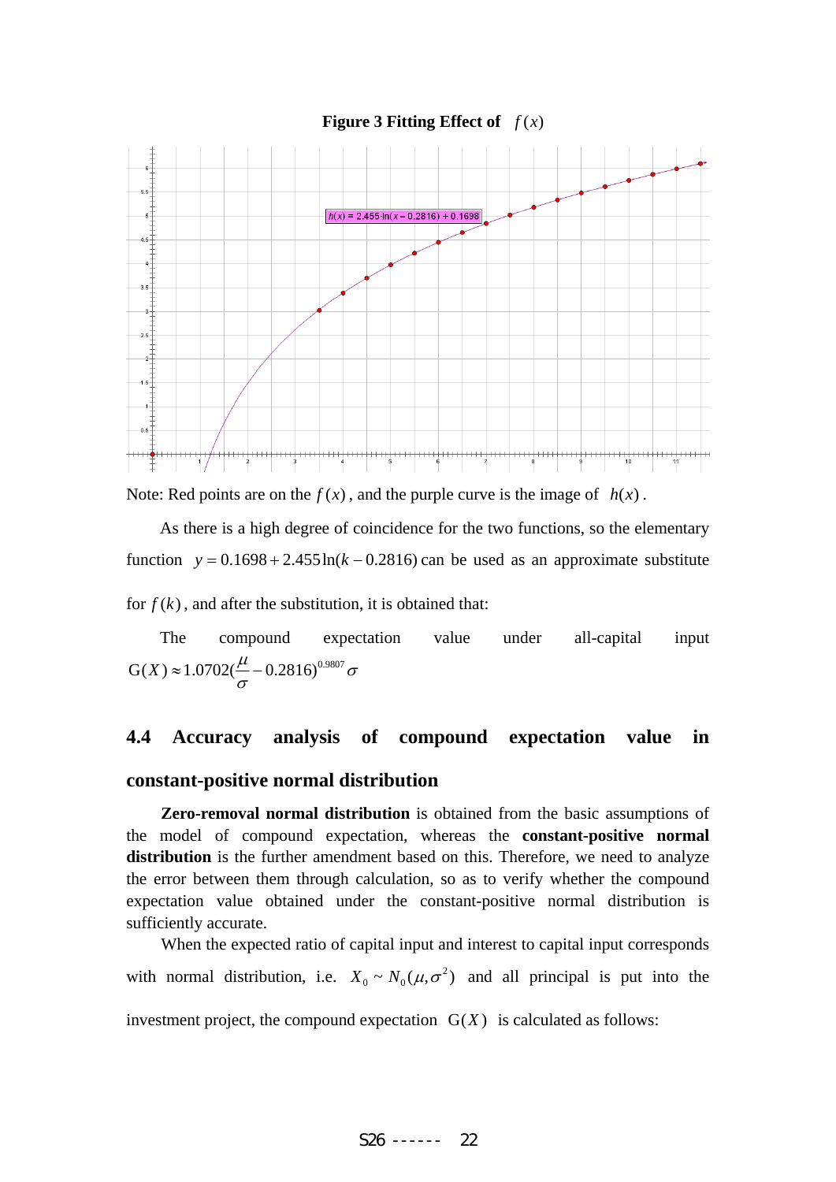**Figure 3 Fitting Effect of $f(x)$**

Note: Red points are on the $f(x)$, and the purple curve is the image of $h(x)$.

As there is a high degree of coincidence for the two functions, so the elementary function $y = 0.1698 + 2.455\ln(k - 0.2816)$ can be used as an approximate substitute for $f(k)$, and after the substitution, it is obtained that:

The compound expectation value under all-capital input $\mathrm{G}(X) \approx 1.0702(\frac{\mu}{\sigma} - 0.2816)^{0.9807}\sigma$

## 4.4 Accuracy analysis of compound expectation value in constant-positive normal distribution

**Zero-removal normal distribution** is obtained from the basic assumptions of the model of compound expectation, whereas the **constant-positive normal distribution** is the further amendment based on this. Therefore, we need to analyze the error between them through calculation, so as to verify whether the compound expectation value obtained under the constant-positive normal distribution is sufficiently accurate.

When the expected ratio of capital input and interest to capital input corresponds with normal distribution, i.e. $X_0 \sim N_0(\mu, \sigma^2)$ and all principal is put into the investment project, the compound expectation $\mathrm{G}(X)$ is calculated as follows: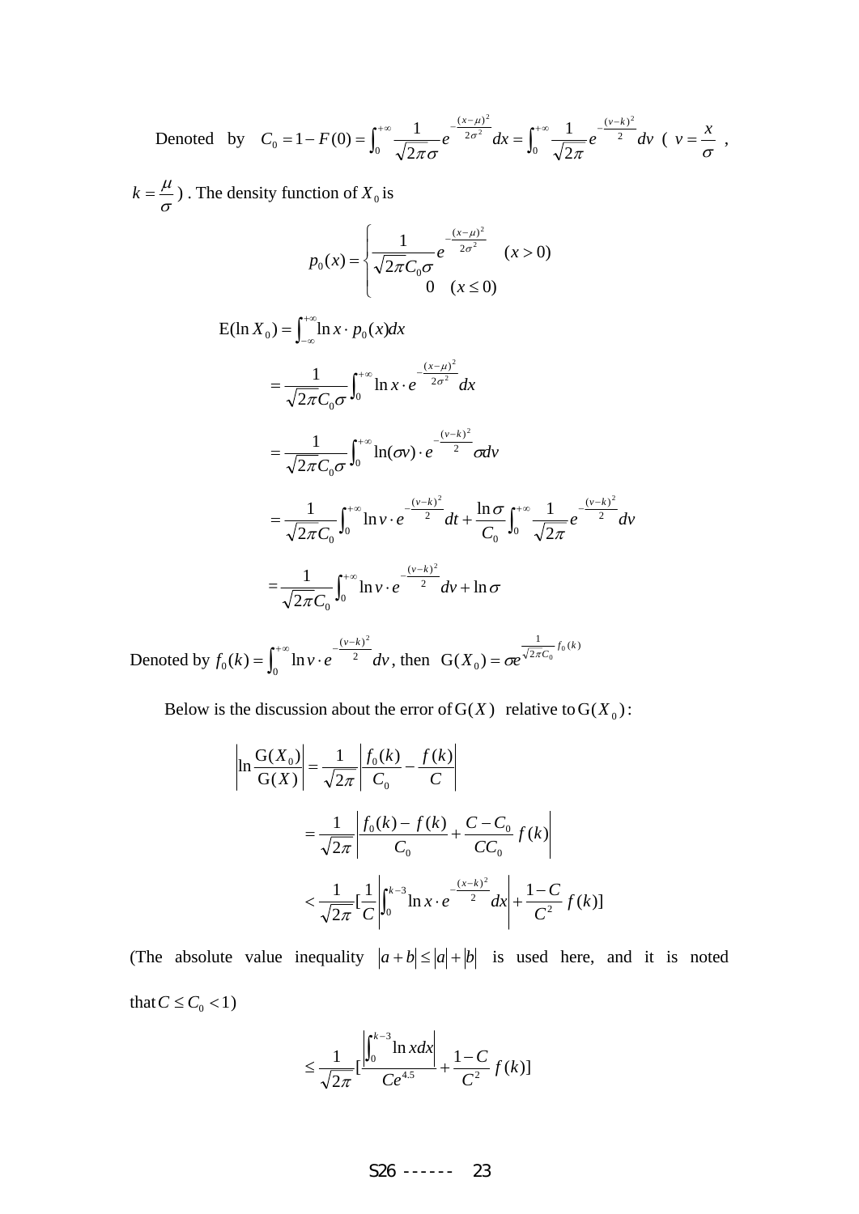Denoted by $C_0 = 1 - F(0) = \int_0^{+\infty} \frac{1}{\sqrt{2\pi}\sigma} e^{-\frac{(x-\mu)^2}{2\sigma^2}} dx = \int_0^{+\infty} \frac{1}{\sqrt{2\pi}} e^{-\frac{(v-k)^2}{2}} dv$ ( $v = \frac{x}{\sigma}$ , $k = \frac{\mu}{\sigma}$ ) . The density function of $X_0$ is

$$p_0(x) = \begin{cases} \frac{1}{\sqrt{2\pi}C_0\sigma} e^{-\frac{(x-\mu)^2}{2\sigma^2}} & (x > 0) \\ 0 & (x \le 0) \end{cases}$$

$$\begin{aligned}
\mathrm{E}(\ln X_0) &= \int_{-\infty}^{+\infty} \ln x \cdot p_0(x) dx \\
&= \frac{1}{\sqrt{2\pi}C_0\sigma} \int_0^{+\infty} \ln x \cdot e^{-\frac{(x-\mu)^2}{2\sigma^2}} dx \\
&= \frac{1}{\sqrt{2\pi}C_0\sigma} \int_0^{+\infty} \ln(\sigma v) \cdot e^{-\frac{(v-k)^2}{2}} \sigma dv \\
&= \frac{1}{\sqrt{2\pi}C_0} \int_0^{+\infty} \ln v \cdot e^{-\frac{(v-k)^2}{2}} dt + \frac{\ln\sigma}{C_0} \int_0^{+\infty} \frac{1}{\sqrt{2\pi}} e^{-\frac{(v-k)^2}{2}} dv \\
&= \frac{1}{\sqrt{2\pi}C_0} \int_0^{+\infty} \ln v \cdot e^{-\frac{(v-k)^2}{2}} dv + \ln\sigma
\end{aligned}$$

Denoted by $f_0(k) = \int_0^{+\infty} \ln v \cdot e^{-\frac{(v-k)^2}{2}} dv$, then $\mathrm{G}(X_0) = \sigma e^{\frac{1}{\sqrt{2\pi}C_0} f_0(k)}$

Below is the discussion about the error of $\mathrm{G}(X)$ relative to $\mathrm{G}(X_0)$:

$$\begin{aligned}
\left| \ln \frac{\mathrm{G}(X_0)}{\mathrm{G}(X)} \right| &= \frac{1}{\sqrt{2\pi}} \left| \frac{f_0(k)}{C_0} - \frac{f(k)}{C} \right| \\
&= \frac{1}{\sqrt{2\pi}} \left| \frac{f_0(k) - f(k)}{C_0} + \frac{C - C_0}{CC_0} f(k) \right| \\
&< \frac{1}{\sqrt{2\pi}} \left[ \frac{1}{C} \left| \int_0^{k-3} \ln x \cdot e^{-\frac{(x-k)^2}{2}} dx \right| + \frac{1-C}{C^2} f(k) \right]
\end{aligned}$$

(The absolute value inequality $|a+b| \le |a| + |b|$ is used here, and it is noted that $C \le C_0 < 1$)

$$\le \frac{1}{\sqrt{2\pi}} \left[ \frac{\left| \int_0^{k-3} \ln x dx \right|}{C e^{4.5}} + \frac{1-C}{C^2} f(k) \right]$$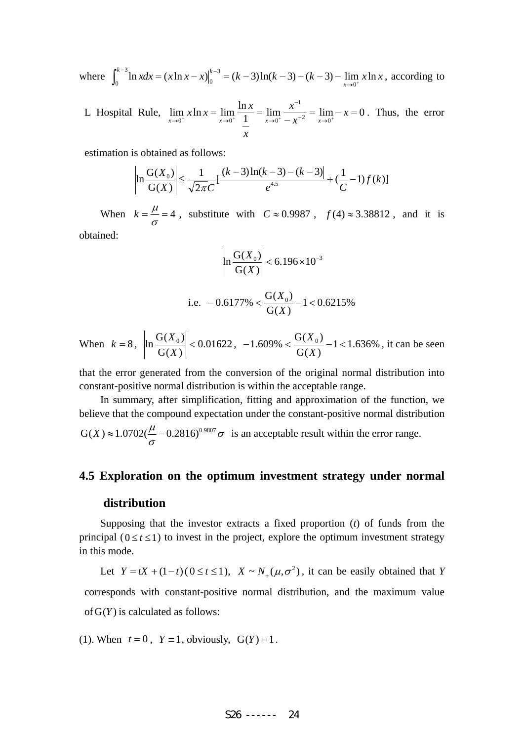where $\int_0^{k-3} \ln x dx = (x \ln x - x)\Big|_0^{k-3} = (k-3)\ln(k-3) - (k-3) - \lim_{x \to 0^+} x \ln x$, according to L Hospital Rule, $\lim_{x \to 0^+} x \ln x = \lim_{x \to 0^+} \frac{\ln x}{\frac{1}{x}} = \lim_{x \to 0^+} \frac{x^{-1}}{-x^{-2}} = \lim_{x \to 0^+} -x = 0$. Thus, the error estimation is obtained as follows:

$$\left|\ln \frac{\mathrm{G}(X_0)}{\mathrm{G}(X)}\right| \le \frac{1}{\sqrt{2\pi}C}\left[\frac{|(k-3)\ln(k-3)-(k-3)|}{e^{4.5}} + \left(\frac{1}{C}-1\right)f(k)\right]$$

When $k = \frac{\mu}{\sigma} = 4$, substitute with $C \approx 0.9987$, $f(4) \approx 3.38812$, and it is obtained:

$$\left|\ln \frac{\mathrm{G}(X_0)}{\mathrm{G}(X)}\right| < 6.196 \times 10^{-3}$$

$$\text{i.e.} \quad -0.6177\% < \frac{\mathrm{G}(X_0)}{\mathrm{G}(X)} - 1 < 0.6215\%$$

When $k = 8$, $\left|\ln \frac{\mathrm{G}(X_0)}{\mathrm{G}(X)}\right| < 0.01622$, $-1.609\% < \frac{\mathrm{G}(X_0)}{\mathrm{G}(X)} - 1 < 1.636\%$, it can be seen that the error generated from the conversion of the original normal distribution into constant-positive normal distribution is within the acceptable range.

In summary, after simplification, fitting and approximation of the function, we believe that the compound expectation under the constant-positive normal distribution $\mathrm{G}(X) \approx 1.0702\left(\frac{\mu}{\sigma} - 0.2816\right)^{0.9807}\sigma$ is an acceptable result within the error range.

## 4.5 Exploration on the optimum investment strategy under normal distribution

Supposing that the investor extracts a fixed proportion ($t$) of funds from the principal ($0 \le t \le 1$) to invest in the project, explore the optimum investment strategy in this mode.

Let $Y = tX + (1-t)\,(0 \le t \le 1)$, $X \sim N_+(\mu, \sigma^2)$, it can be easily obtained that $Y$ corresponds with constant-positive normal distribution, and the maximum value of $\mathrm{G}(Y)$ is calculated as follows:

(1). When $t = 0$, $Y \equiv 1$, obviously, $\mathrm{G}(Y) = 1$.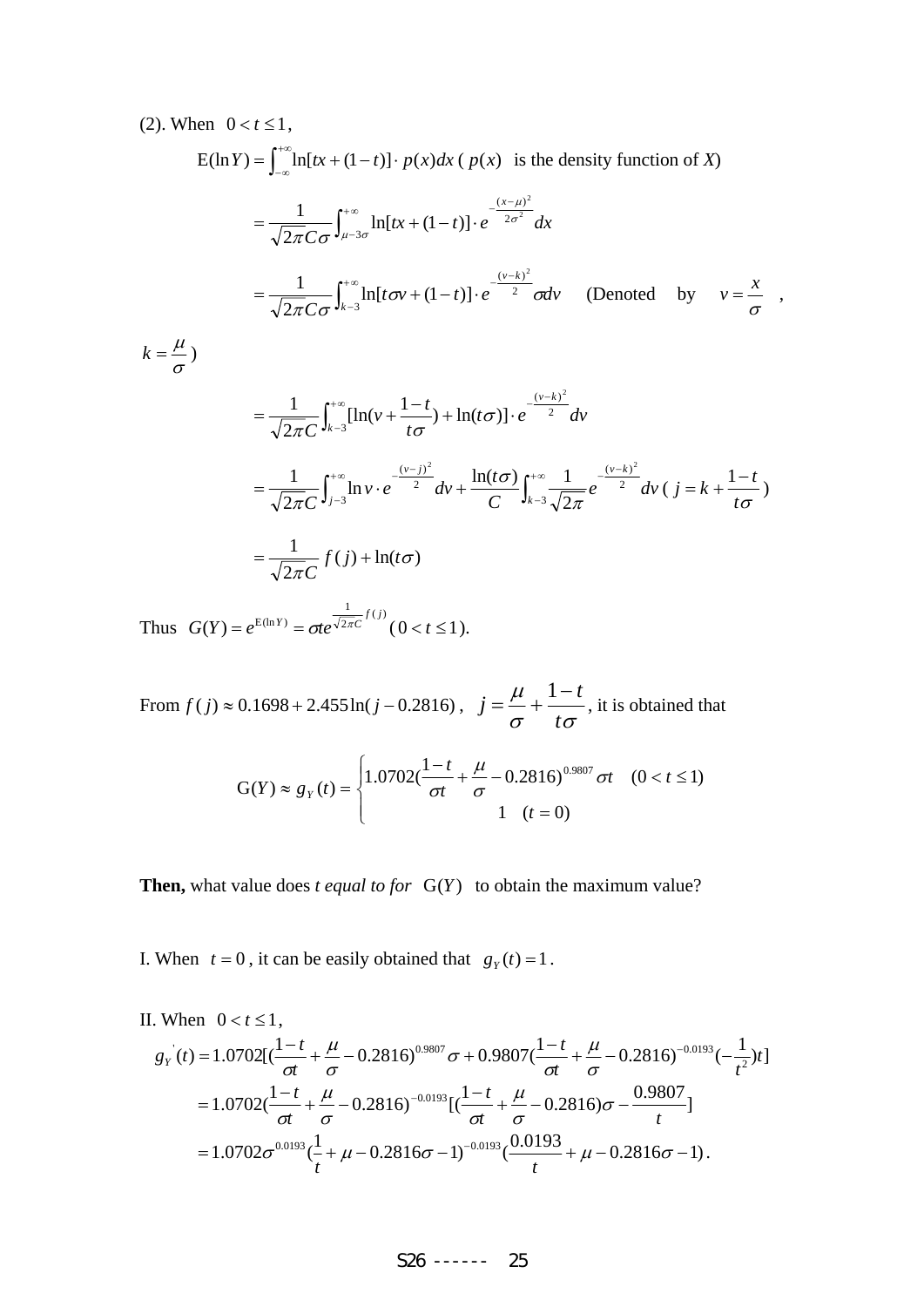(2). When $0 < t \le 1$,

$$\mathrm{E}(\ln Y) = \int_{-\infty}^{+\infty} \ln[tx + (1-t)] \cdot p(x)dx \text{ ( } p(x) \text{ is the density function of } X\text{)}$$

$$= \frac{1}{\sqrt{2\pi}C\sigma}\int_{\mu-3\sigma}^{+\infty} \ln[tx + (1-t)] \cdot e^{-\frac{(x-\mu)^2}{2\sigma^2}} dx$$

$$= \frac{1}{\sqrt{2\pi}C\sigma}\int_{k-3}^{+\infty} \ln[t\sigma v + (1-t)] \cdot e^{-\frac{(v-k)^2}{2}} \sigma dv \quad \text{(Denoted by } v = \frac{x}{\sigma}\text{ ,}$$

$k = \frac{\mu}{\sigma}$)

$$= \frac{1}{\sqrt{2\pi}C}\int_{k-3}^{+\infty} [\ln(v + \frac{1-t}{t\sigma}) + \ln(t\sigma)] \cdot e^{-\frac{(v-k)^2}{2}} dv$$

$$= \frac{1}{\sqrt{2\pi}C}\int_{j-3}^{+\infty} \ln v \cdot e^{-\frac{(v-j)^2}{2}} dv + \frac{\ln(t\sigma)}{C}\int_{k-3}^{+\infty} \frac{1}{\sqrt{2\pi}} e^{-\frac{(v-k)^2}{2}} dv \text{ ( } j = k + \frac{1-t}{t\sigma}\text{)}$$

$$= \frac{1}{\sqrt{2\pi}C} f(j) + \ln(t\sigma)$$

Thus $G(Y) = e^{\mathrm{E}(\ln Y)} = \sigma t e^{\frac{1}{\sqrt{2\pi}C} f(j)}$ ( $0 < t \le 1$).

From $f(j) \approx 0.1698 + 2.455\ln(j - 0.2816)$, $j = \frac{\mu}{\sigma} + \frac{1-t}{t\sigma}$, it is obtained that

$$\mathrm{G}(Y) \approx g_Y(t) = \begin{cases} 1.0702(\frac{1-t}{\sigma t} + \frac{\mu}{\sigma} - 0.2816)^{0.9807}\sigma t & (0 < t \le 1) \\ 1 & (t = 0) \end{cases}$$

**Then,** what value does *t equal to for* $\mathrm{G}(Y)$ to obtain the maximum value?

I. When $t = 0$, it can be easily obtained that $g_Y(t) = 1$.

II. When $0 < t \le 1$,

$$g_Y'(t) = 1.0702[(\frac{1-t}{\sigma t} + \frac{\mu}{\sigma} - 0.2816)^{0.9807}\sigma + 0.9807(\frac{1-t}{\sigma t} + \frac{\mu}{\sigma} - 0.2816)^{-0.0193}(-\frac{1}{t^2})t]$$

$$= 1.0702(\frac{1-t}{\sigma t} + \frac{\mu}{\sigma} - 0.2816)^{-0.0193}[(\frac{1-t}{\sigma t} + \frac{\mu}{\sigma} - 0.2816)\sigma - \frac{0.9807}{t}]$$

$$= 1.0702\sigma^{0.0193}(\frac{1}{t} + \mu - 0.2816\sigma - 1)^{-0.0193}(\frac{0.0193}{t} + \mu - 0.2816\sigma - 1).$$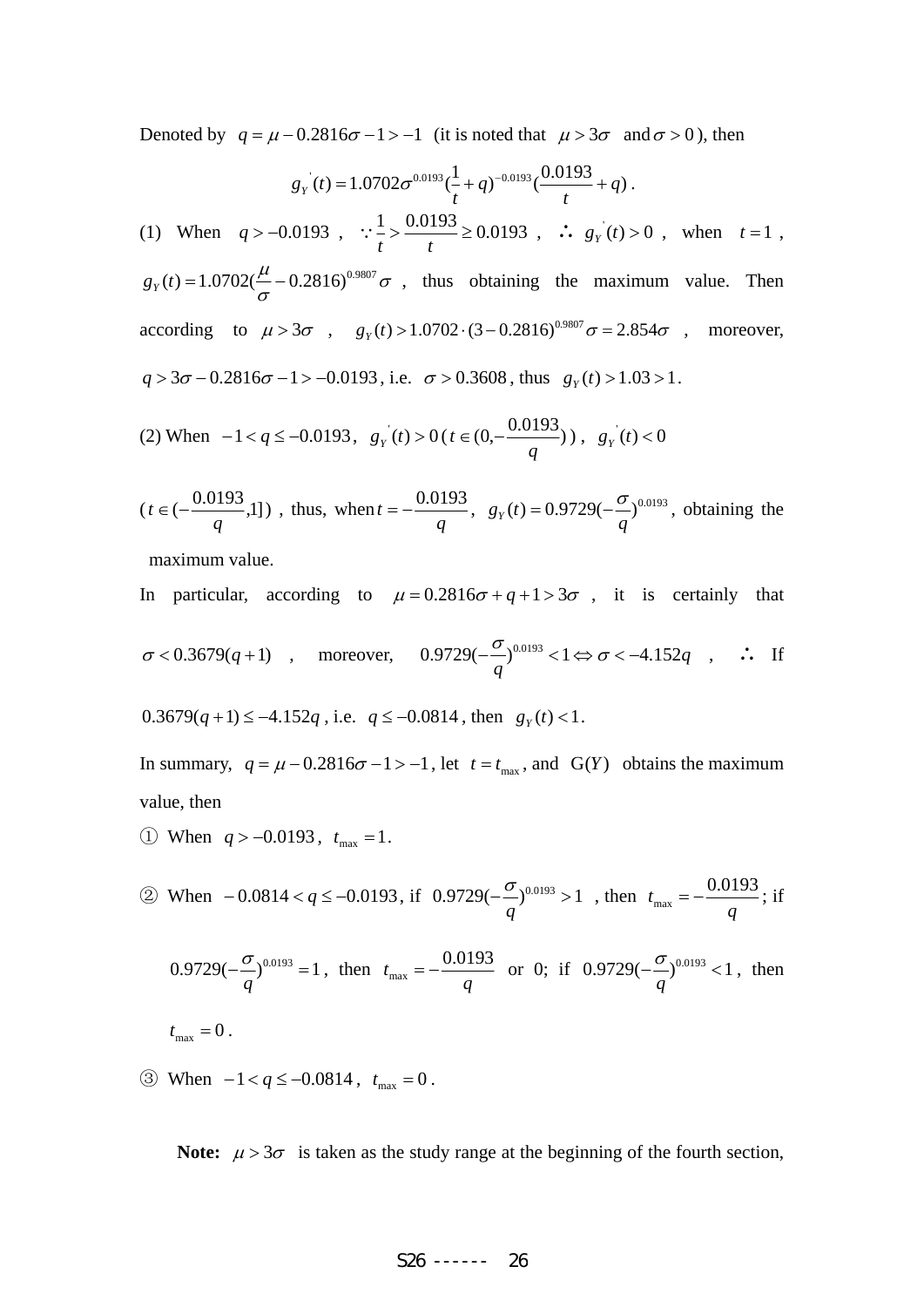Denoted by $q = \mu - 0.2816\sigma - 1 > -1$ (it is noted that $\mu > 3\sigma$ and $\sigma > 0$), then

$$g_Y{}'(t) = 1.0702\sigma^{0.0193}(\frac{1}{t} + q)^{-0.0193}(\frac{0.0193}{t} + q).$$

(1) When $q > -0.0193$, $\because \frac{1}{t} > \frac{0.0193}{t} \geq 0.0193$, $\therefore g_Y{}'(t) > 0$, when $t = 1$, $g_Y(t) = 1.0702(\frac{\mu}{\sigma} - 0.2816)^{0.9807}\sigma$, thus obtaining the maximum value. Then according to $\mu > 3\sigma$, $g_Y(t) > 1.0702 \cdot (3 - 0.2816)^{0.9807}\sigma = 2.854\sigma$, moreover, $q > 3\sigma - 0.2816\sigma - 1 > -0.0193$, i.e. $\sigma > 0.3608$, thus $g_Y(t) > 1.03 > 1$.

(2) When $-1 < q \leq -0.0193$, $g_Y{}'(t) > 0$ ($t \in (0, -\frac{0.0193}{q})$), $g_Y{}'(t) < 0$ ($t \in (-\frac{0.0193}{q}, 1]$), thus, when $t = -\frac{0.0193}{q}$, $g_Y(t) = 0.9729(-\frac{\sigma}{q})^{0.0193}$, obtaining the maximum value.

In particular, according to $\mu = 0.2816\sigma + q + 1 > 3\sigma$, it is certainly that $\sigma < 0.3679(q+1)$, moreover, $0.9729(-\frac{\sigma}{q})^{0.0193} < 1 \Leftrightarrow \sigma < -4.152q$, $\therefore$ If $0.3679(q+1) \leq -4.152q$, i.e. $q \leq -0.0814$, then $g_Y(t) < 1$.

In summary, $q = \mu - 0.2816\sigma - 1 > -1$, let $t = t_{\max}$, and $\mathrm{G}(Y)$ obtains the maximum value, then

① When $q > -0.0193$, $t_{\max} = 1$.

② When $-0.0814 < q \leq -0.0193$, if $0.9729(-\frac{\sigma}{q})^{0.0193} > 1$, then $t_{\max} = -\frac{0.0193}{q}$; if $0.9729(-\frac{\sigma}{q})^{0.0193} = 1$, then $t_{\max} = -\frac{0.0193}{q}$ or 0; if $0.9729(-\frac{\sigma}{q})^{0.0193} < 1$, then $t_{\max} = 0$.

③ When $-1 < q \leq -0.0814$, $t_{\max} = 0$.

**Note:** $\mu > 3\sigma$ is taken as the study range at the beginning of the fourth section,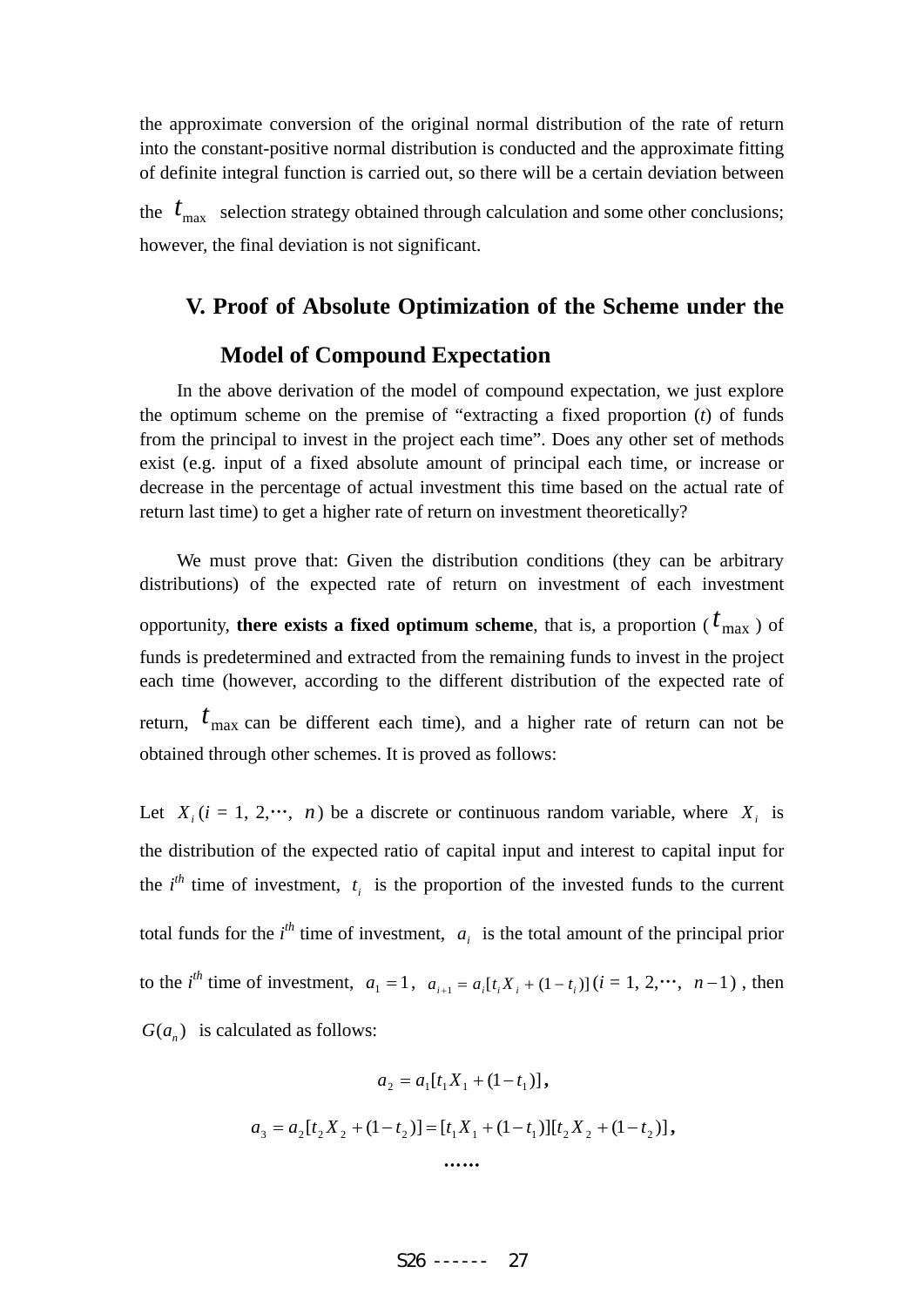the approximate conversion of the original normal distribution of the rate of return into the constant-positive normal distribution is conducted and the approximate fitting of definite integral function is carried out, so there will be a certain deviation between the $t_{\max}$ selection strategy obtained through calculation and some other conclusions; however, the final deviation is not significant.

## V. Proof of Absolute Optimization of the Scheme under the Model of Compound Expectation

In the above derivation of the model of compound expectation, we just explore the optimum scheme on the premise of "extracting a fixed proportion (*t*) of funds from the principal to invest in the project each time". Does any other set of methods exist (e.g. input of a fixed absolute amount of principal each time, or increase or decrease in the percentage of actual investment this time based on the actual rate of return last time) to get a higher rate of return on investment theoretically?

We must prove that: Given the distribution conditions (they can be arbitrary distributions) of the expected rate of return on investment of each investment opportunity, **there exists a fixed optimum scheme**, that is, a proportion ($t_{\max}$) of funds is predetermined and extracted from the remaining funds to invest in the project each time (however, according to the different distribution of the expected rate of return, $t_{\max}$ can be different each time), and a higher rate of return can not be obtained through other schemes. It is proved as follows:

Let $X_i\,(i = 1, 2, \cdots, n)$ be a discrete or continuous random variable, where $X_i$ is the distribution of the expected ratio of capital input and interest to capital input for the $i^{th}$ time of investment, $t_i$ is the proportion of the invested funds to the current total funds for the $i^{th}$ time of investment, $a_i$ is the total amount of the principal prior to the $i^{th}$ time of investment, $a_1 = 1$, $a_{i+1} = a_i[t_i X_i + (1-t_i)]\,(i = 1, 2, \cdots, n-1)$, then $G(a_n)$ is calculated as follows:

$$a_2 = a_1[t_1 X_1 + (1-t_1)],$$

$$a_3 = a_2[t_2 X_2 + (1-t_2)] = [t_1 X_1 + (1-t_1)][t_2 X_2 + (1-t_2)],$$

……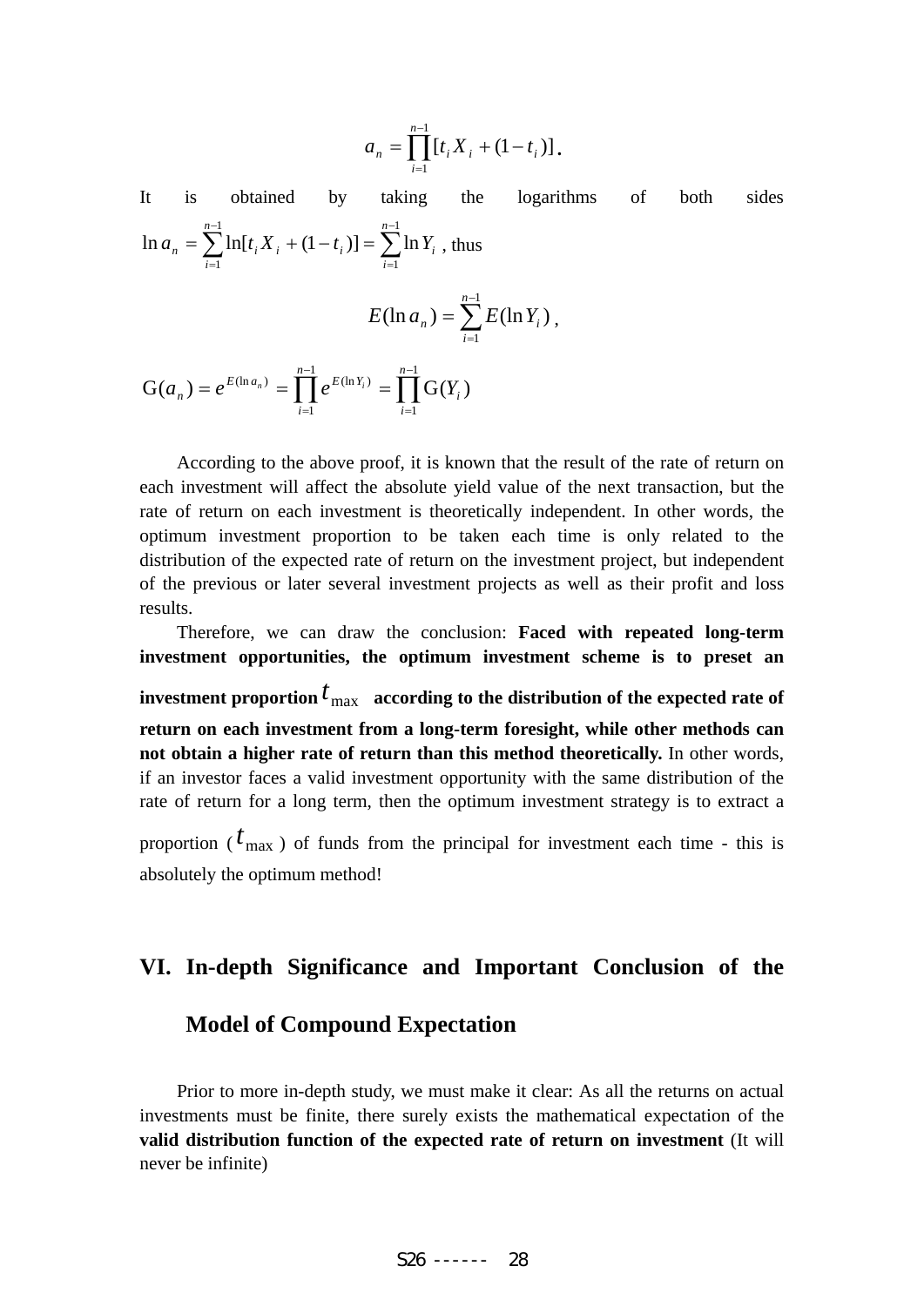$$a_n = \prod_{i=1}^{n-1}[t_i X_i + (1-t_i)].$$

It is obtained by taking the logarithms of both sides $\ln a_n = \sum_{i=1}^{n-1}\ln[t_i X_i + (1-t_i)] = \sum_{i=1}^{n-1}\ln Y_i$ , thus

$$E(\ln a_n) = \sum_{i=1}^{n-1} E(\ln Y_i),$$

$$\mathrm{G}(a_n) = e^{E(\ln a_n)} = \prod_{i=1}^{n-1} e^{E(\ln Y_i)} = \prod_{i=1}^{n-1}\mathrm{G}(Y_i)$$

According to the above proof, it is known that the result of the rate of return on each investment will affect the absolute yield value of the next transaction, but the rate of return on each investment is theoretically independent. In other words, the optimum investment proportion to be taken each time is only related to the distribution of the expected rate of return on the investment project, but independent of the previous or later several investment projects as well as their profit and loss results.

Therefore, we can draw the conclusion: **Faced with repeated long-term investment opportunities, the optimum investment scheme is to preset an investment proportion $t_{\max}$ according to the distribution of the expected rate of return on each investment from a long-term foresight, while other methods can not obtain a higher rate of return than this method theoretically.** In other words, if an investor faces a valid investment opportunity with the same distribution of the rate of return for a long term, then the optimum investment strategy is to extract a proportion ($t_{\max}$) of funds from the principal for investment each time - this is absolutely the optimum method!

## VI. In-depth Significance and Important Conclusion of the Model of Compound Expectation

Prior to more in-depth study, we must make it clear: As all the returns on actual investments must be finite, there surely exists the mathematical expectation of the **valid distribution function of the expected rate of return on investment** (It will never be infinite)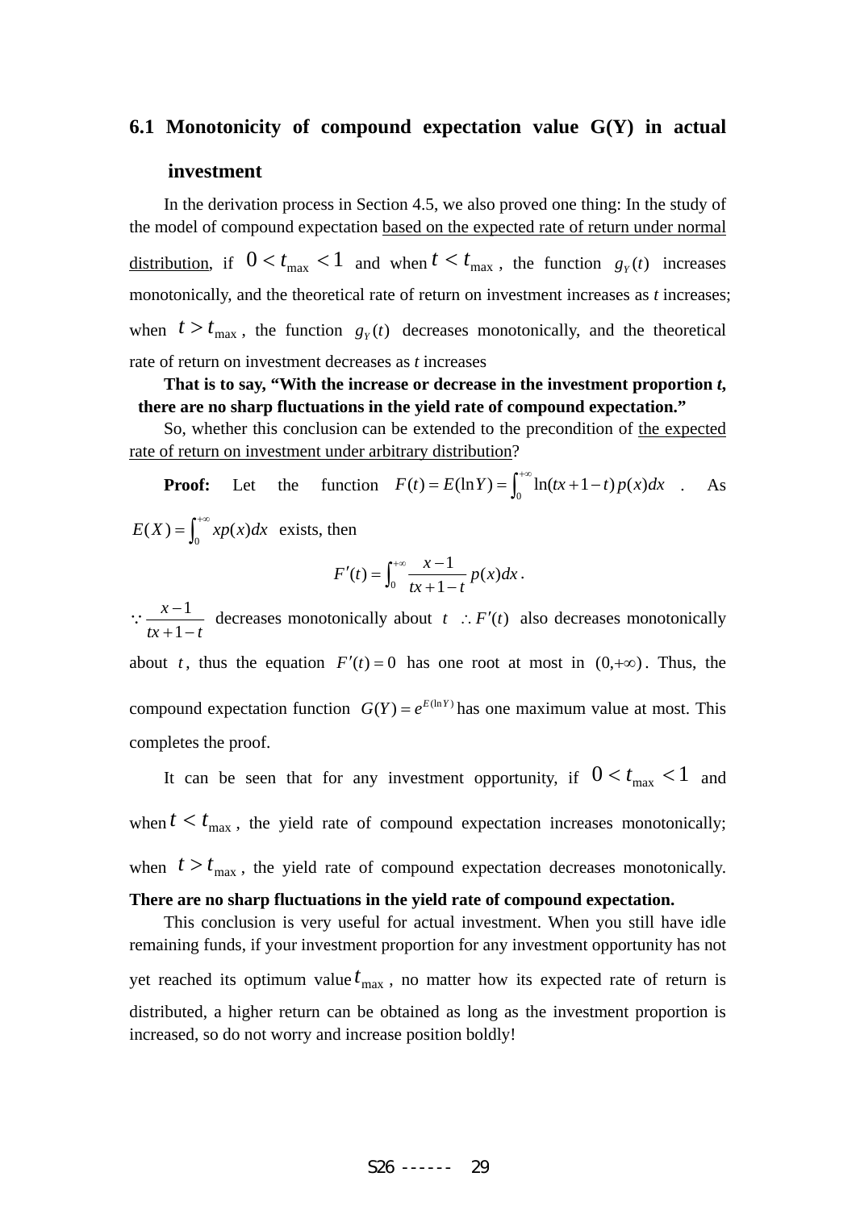## 6.1 Monotonicity of compound expectation value G(Y) in actual investment

In the derivation process in Section 4.5, we also proved one thing: In the study of the model of compound expectation based on the expected rate of return under normal distribution, if $0 < t_{\max} < 1$ and when $t < t_{\max}$, the function $g_Y(t)$ increases monotonically, and the theoretical rate of return on investment increases as *t* increases; when $t > t_{\max}$, the function $g_Y(t)$ decreases monotonically, and the theoretical rate of return on investment decreases as *t* increases

**That is to say, "With the increase or decrease in the investment proportion *t*, there are no sharp fluctuations in the yield rate of compound expectation."**

So, whether this conclusion can be extended to the precondition of the expected rate of return on investment under arbitrary distribution?

**Proof:** Let the function $F(t) = E(\ln Y) = \int_0^{+\infty} \ln(tx + 1 - t)\, p(x) dx$ . As $E(X) = \int_0^{+\infty} xp(x)dx$ exists, then

$$F'(t) = \int_0^{+\infty} \frac{x-1}{tx+1-t} p(x) dx .$$

$\because \frac{x-1}{tx+1-t}$ decreases monotonically about $t$ $\therefore F'(t)$ also decreases monotonically about $t$, thus the equation $F'(t) = 0$ has one root at most in $(0, +\infty)$. Thus, the compound expectation function $G(Y) = e^{E(\ln Y)}$ has one maximum value at most. This completes the proof.

It can be seen that for any investment opportunity, if $0 < t_{\max} < 1$ and when $t < t_{\max}$, the yield rate of compound expectation increases monotonically; when $t > t_{\max}$, the yield rate of compound expectation decreases monotonically. **There are no sharp fluctuations in the yield rate of compound expectation.**

This conclusion is very useful for actual investment. When you still have idle remaining funds, if your investment proportion for any investment opportunity has not yet reached its optimum value $t_{\max}$, no matter how its expected rate of return is distributed, a higher return can be obtained as long as the investment proportion is increased, so do not worry and increase position boldly!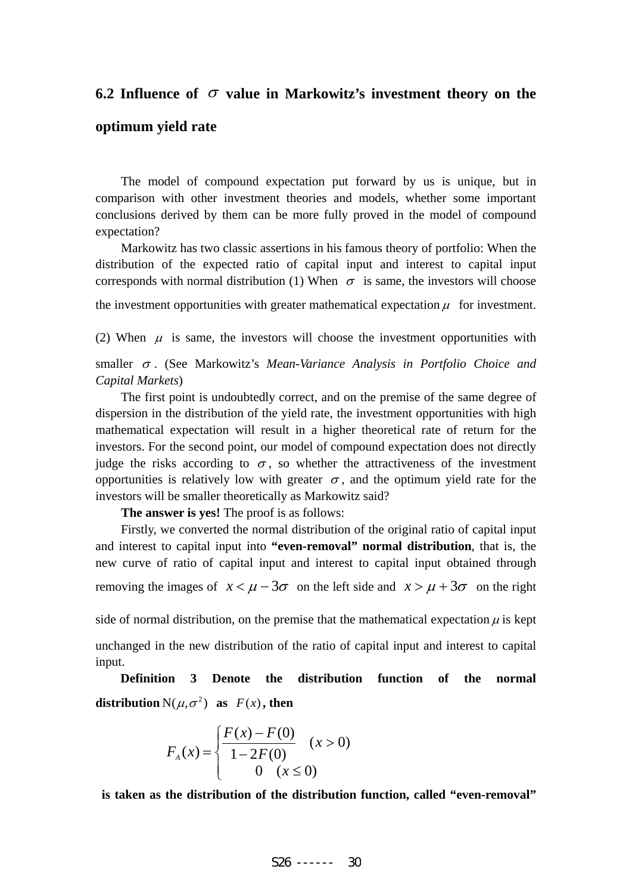## 6.2 Influence of $\sigma$ value in Markowitz's investment theory on the optimum yield rate

The model of compound expectation put forward by us is unique, but in comparison with other investment theories and models, whether some important conclusions derived by them can be more fully proved in the model of compound expectation?

Markowitz has two classic assertions in his famous theory of portfolio: When the distribution of the expected ratio of capital input and interest to capital input corresponds with normal distribution (1) When $\sigma$ is same, the investors will choose the investment opportunities with greater mathematical expectation $\mu$ for investment. (2) When $\mu$ is same, the investors will choose the investment opportunities with smaller $\sigma$. (See Markowitz's *Mean-Variance Analysis in Portfolio Choice and Capital Markets*)

The first point is undoubtedly correct, and on the premise of the same degree of dispersion in the distribution of the yield rate, the investment opportunities with high mathematical expectation will result in a higher theoretical rate of return for the investors. For the second point, our model of compound expectation does not directly judge the risks according to $\sigma$, so whether the attractiveness of the investment opportunities is relatively low with greater $\sigma$, and the optimum yield rate for the investors will be smaller theoretically as Markowitz said?

**The answer is yes!** The proof is as follows:

Firstly, we converted the normal distribution of the original ratio of capital input and interest to capital input into **"even-removal" normal distribution**, that is, the new curve of ratio of capital input and interest to capital input obtained through removing the images of $x < \mu - 3\sigma$ on the left side and $x > \mu + 3\sigma$ on the right side of normal distribution, on the premise that the mathematical expectation $\mu$ is kept unchanged in the new distribution of the ratio of capital input and interest to capital input.

**Definition 3 Denote the distribution function of the normal distribution** $N(\mu, \sigma^2)$ **as** $F(x)$**, then**

$$F_A(x) = \begin{cases} \dfrac{F(x) - F(0)}{1 - 2F(0)} & (x > 0) \\ 0 \quad (x \le 0) \end{cases}$$

**is taken as the distribution of the distribution function, called "even-removal"**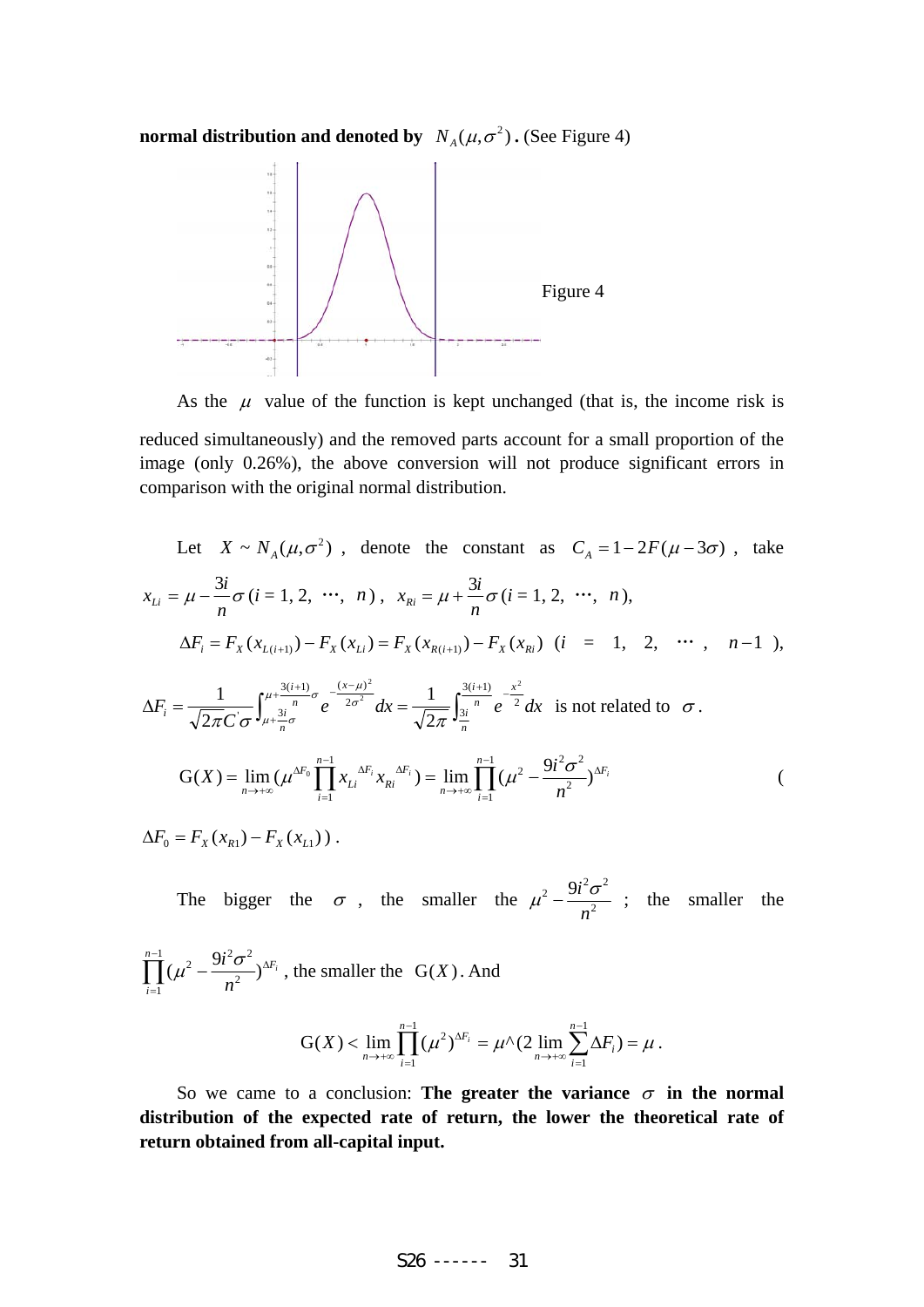**normal distribution and denoted by** $N_A(\mu,\sigma^2)$ **.** (See Figure 4)

Figure 4

As the $\mu$ value of the function is kept unchanged (that is, the income risk is reduced simultaneously) and the removed parts account for a small proportion of the image (only 0.26%), the above conversion will not produce significant errors in comparison with the original normal distribution.

Let $X \sim N_A(\mu,\sigma^2)$, denote the constant as $C_A = 1-2F(\mu-3\sigma)$, take $x_{Li} = \mu - \frac{3i}{n}\sigma$ ($i$ = 1, 2, ⋯, $n$), $x_{Ri} = \mu + \frac{3i}{n}\sigma$ ($i$ = 1, 2, ⋯, $n$),

$\Delta F_i = F_X(x_{L(i+1)}) - F_X(x_{Li}) = F_X(x_{R(i+1)}) - F_X(x_{Ri})$ ($i$ = 1, 2, ⋯, $n-1$),

$\Delta F_i = \frac{1}{\sqrt{2\pi}C^{'}\sigma}\int_{\mu+\frac{3i}{n}\sigma}^{\mu+\frac{3(i+1)}{n}\sigma} e^{-\frac{(x-\mu)^2}{2\sigma^2}}dx = \frac{1}{\sqrt{2\pi}}\int_{\frac{3i}{n}}^{\frac{3(i+1)}{n}} e^{-\frac{x^2}{2}}dx$ is not related to $\sigma$.

$$\mathrm{G}(X) = \lim_{n\to+\infty}(\mu^{\Delta F_0}\prod_{i=1}^{n-1} x_{Li}{}^{\Delta F_i} x_{Ri}{}^{\Delta F_i}) = \lim_{n\to+\infty}\prod_{i=1}^{n-1}(\mu^2 - \frac{9i^2\sigma^2}{n^2})^{\Delta F_i}$$ ( $\Delta F_0 = F_X(x_{R1}) - F_X(x_{L1})$ ).

The bigger the $\sigma$, the smaller the $\mu^2 - \frac{9i^2\sigma^2}{n^2}$; the smaller the $\prod_{i=1}^{n-1}(\mu^2 - \frac{9i^2\sigma^2}{n^2})^{\Delta F_i}$, the smaller the $\mathrm{G}(X)$. And

$$\mathrm{G}(X) < \lim_{n\to+\infty}\prod_{i=1}^{n-1}(\mu^2)^{\Delta F_i} = \mu \wedge (2\lim_{n\to+\infty}\sum_{i=1}^{n-1}\Delta F_i) = \mu .$$

So we came to a conclusion: **The greater the variance $\sigma$ in the normal distribution of the expected rate of return, the lower the theoretical rate of return obtained from all-capital input.**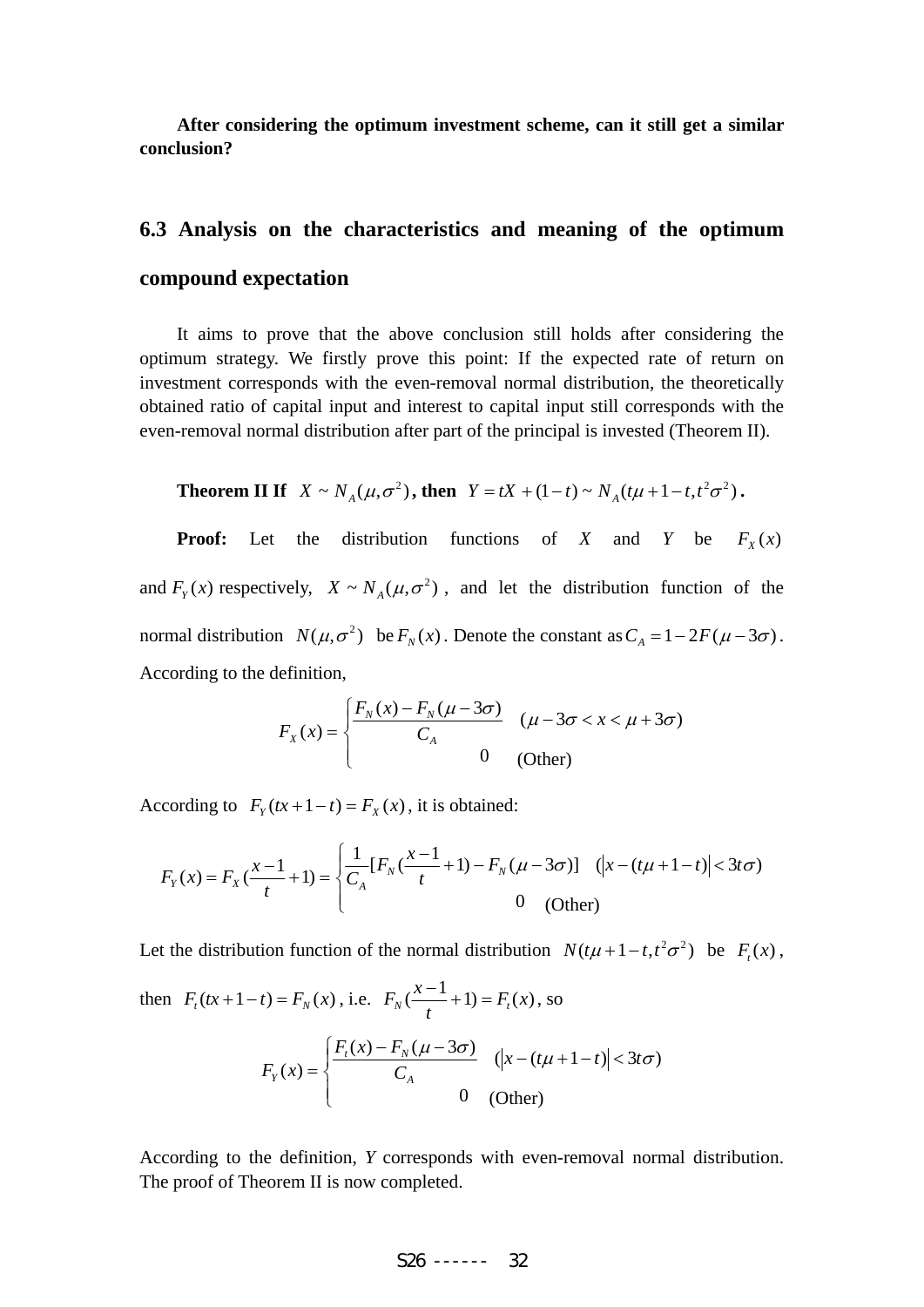**After considering the optimum investment scheme, can it still get a similar conclusion?**

## 6.3 Analysis on the characteristics and meaning of the optimum compound expectation

It aims to prove that the above conclusion still holds after considering the optimum strategy. We firstly prove this point: If the expected rate of return on investment corresponds with the even-removal normal distribution, the theoretically obtained ratio of capital input and interest to capital input still corresponds with the even-removal normal distribution after part of the principal is invested (Theorem II).

**Theorem II If** $X \sim N_A(\mu, \sigma^2)$**, then** $Y = tX + (1-t) \sim N_A(t\mu + 1 - t, t^2\sigma^2)$**.**

**Proof:** Let the distribution functions of $X$ and $Y$ be $F_X(x)$ and $F_Y(x)$ respectively, $X \sim N_A(\mu, \sigma^2)$, and let the distribution function of the normal distribution $N(\mu, \sigma^2)$ be $F_N(x)$. Denote the constant as $C_A = 1 - 2F(\mu - 3\sigma)$. According to the definition,

$$F_X(x) = \begin{cases} \dfrac{F_N(x) - F_N(\mu - 3\sigma)}{C_A} & (\mu - 3\sigma < x < \mu + 3\sigma) \\ 0 & \text{(Other)} \end{cases}$$

According to $F_Y(tx + 1 - t) = F_X(x)$, it is obtained:

$$F_Y(x) = F_X\left(\frac{x-1}{t} + 1\right) = \begin{cases} \dfrac{1}{C_A}\left[F_N\left(\dfrac{x-1}{t} + 1\right) - F_N(\mu - 3\sigma)\right] & (\left|x - (t\mu + 1 - t)\right| < 3t\sigma) \\ 0 & \text{(Other)} \end{cases}$$

Let the distribution function of the normal distribution $N(t\mu + 1 - t, t^2\sigma^2)$ be $F_t(x)$, then $F_t(tx + 1 - t) = F_N(x)$, i.e. $F_N\left(\dfrac{x-1}{t} + 1\right) = F_t(x)$, so

$$F_Y(x) = \begin{cases} \dfrac{F_t(x) - F_N(\mu - 3\sigma)}{C_A} & (\left|x - (t\mu + 1 - t)\right| < 3t\sigma) \\ 0 & \text{(Other)} \end{cases}$$

According to the definition, $Y$ corresponds with even-removal normal distribution. The proof of Theorem II is now completed.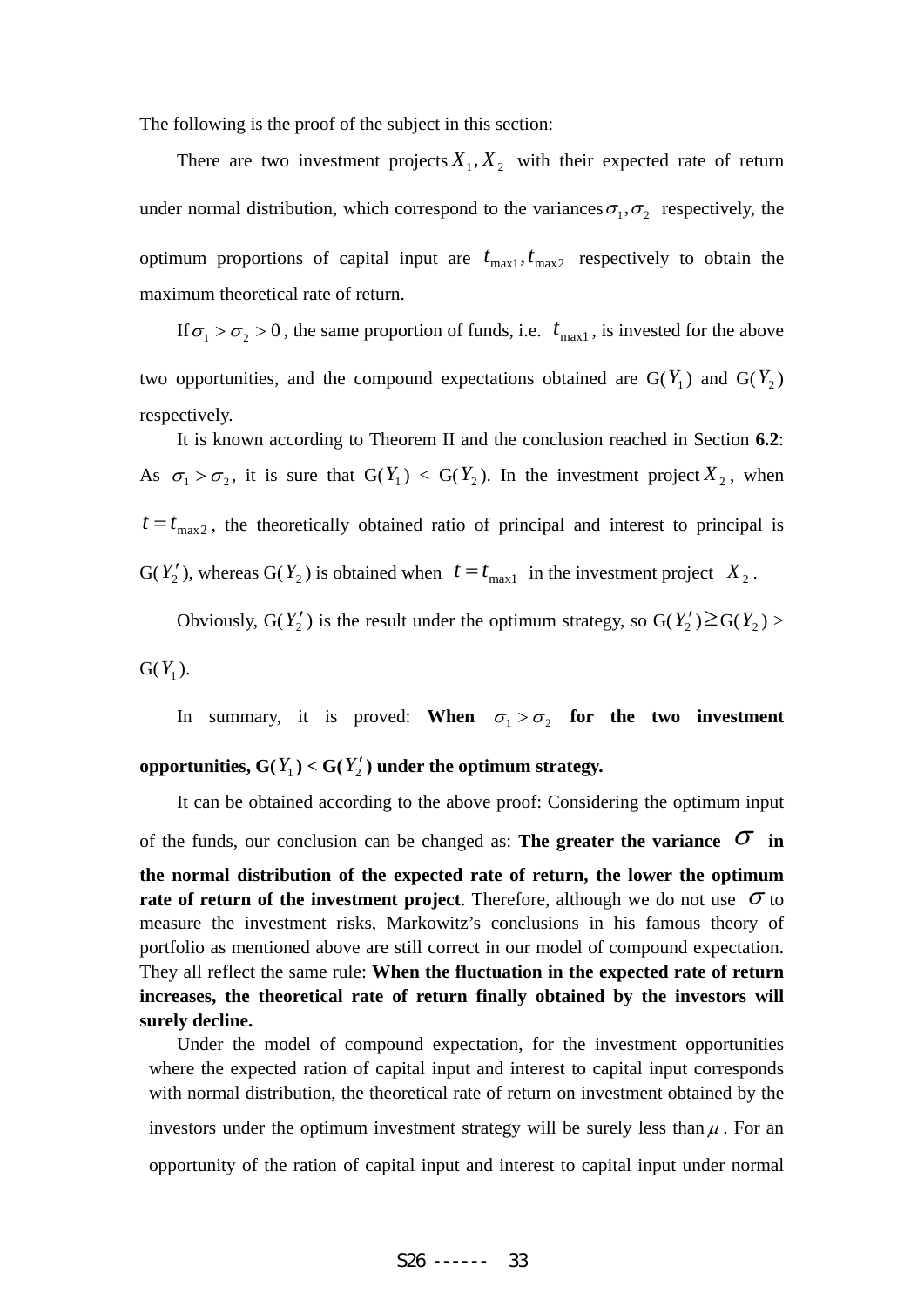The following is the proof of the subject in this section:

There are two investment projects $X_1, X_2$ with their expected rate of return under normal distribution, which correspond to the variances $\sigma_1, \sigma_2$ respectively, the optimum proportions of capital input are $t_{\max 1}, t_{\max 2}$ respectively to obtain the maximum theoretical rate of return.

If $\sigma_1 > \sigma_2 > 0$, the same proportion of funds, i.e. $t_{\max 1}$, is invested for the above two opportunities, and the compound expectations obtained are G($Y_1$) and G($Y_2$) respectively.

It is known according to Theorem II and the conclusion reached in Section **6.2**: As $\sigma_1 > \sigma_2$, it is sure that G($Y_1$) < G($Y_2$). In the investment project $X_2$, when $t = t_{\max 2}$, the theoretically obtained ratio of principal and interest to principal is G($Y_2'$), whereas G($Y_2$) is obtained when $t = t_{\max 1}$ in the investment project $X_2$.

Obviously, G($Y_2'$) is the result under the optimum strategy, so G($Y_2'$)$\geq$G($Y_2$) > G($Y_1$).

In summary, it is proved: **When $\sigma_1 > \sigma_2$ for the two investment opportunities, G($Y_1$) < G($Y_2'$) under the optimum strategy.**

It can be obtained according to the above proof: Considering the optimum input of the funds, our conclusion can be changed as: **The greater the variance $\sigma$ in the normal distribution of the expected rate of return, the lower the optimum rate of return of the investment project**. Therefore, although we do not use $\sigma$ to measure the investment risks, Markowitz's conclusions in his famous theory of portfolio as mentioned above are still correct in our model of compound expectation. They all reflect the same rule: **When the fluctuation in the expected rate of return increases, the theoretical rate of return finally obtained by the investors will surely decline.**

Under the model of compound expectation, for the investment opportunities where the expected ration of capital input and interest to capital input corresponds with normal distribution, the theoretical rate of return on investment obtained by the investors under the optimum investment strategy will be surely less than $\mu$. For an opportunity of the ration of capital input and interest to capital input under normal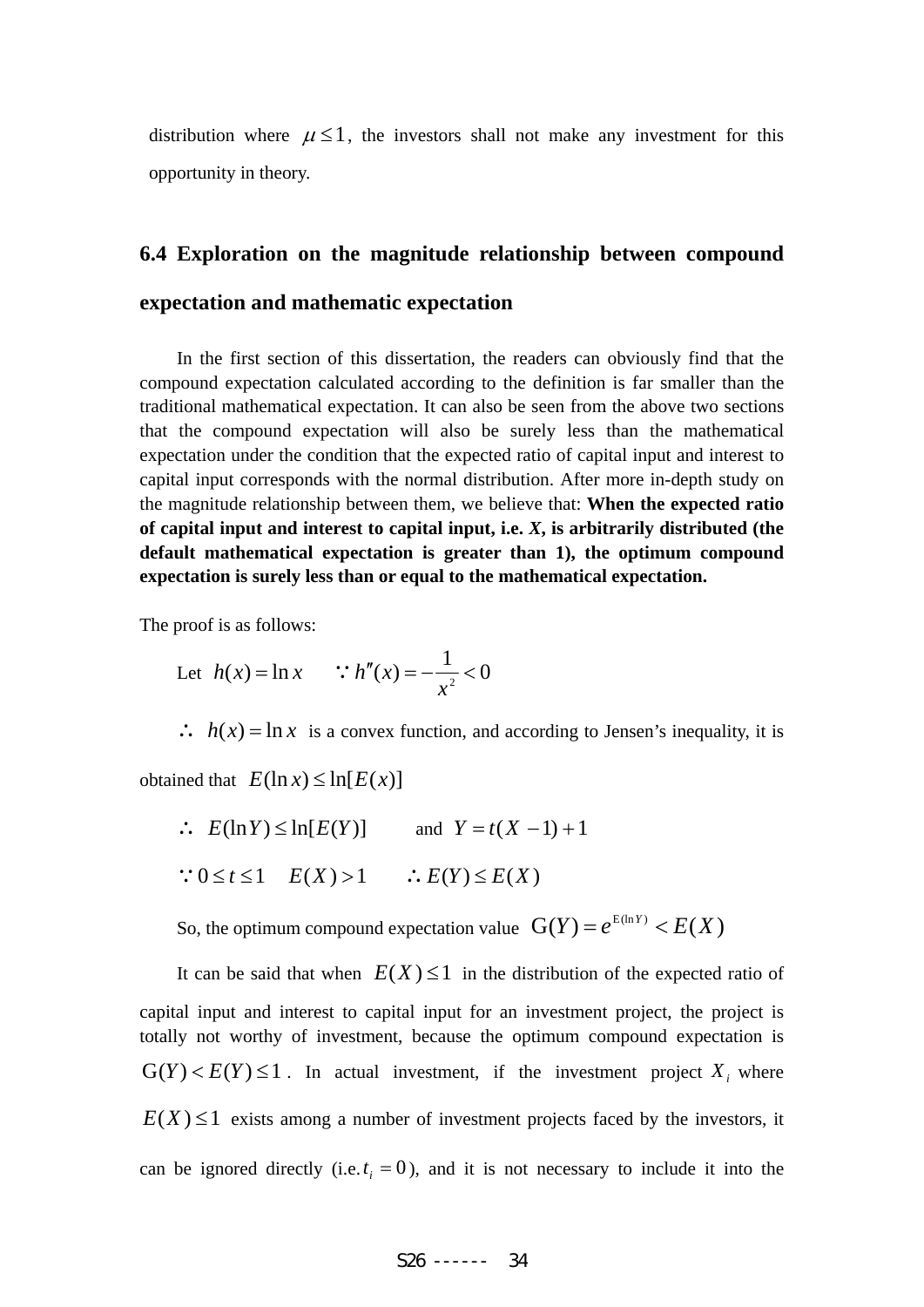distribution where $\mu \le 1$, the investors shall not make any investment for this opportunity in theory.

## 6.4 Exploration on the magnitude relationship between compound expectation and mathematic expectation

In the first section of this dissertation, the readers can obviously find that the compound expectation calculated according to the definition is far smaller than the traditional mathematical expectation. It can also be seen from the above two sections that the compound expectation will also be surely less than the mathematical expectation under the condition that the expected ratio of capital input and interest to capital input corresponds with the normal distribution. After more in-depth study on the magnitude relationship between them, we believe that: **When the expected ratio of capital input and interest to capital input, i.e. *X*, is arbitrarily distributed (the default mathematical expectation is greater than 1), the optimum compound expectation is surely less than or equal to the mathematical expectation.**

The proof is as follows:

Let $h(x) = \ln x$ $\quad \because h''(x) = -\dfrac{1}{x^2} < 0$

$\therefore$ $h(x) = \ln x$ is a convex function, and according to Jensen's inequality, it is obtained that $E(\ln x) \le \ln[E(x)]$

$\therefore$ $E(\ln Y) \le \ln[E(Y)]$ $\quad$ and $Y = t(X - 1) + 1$

$\because 0 \le t \le 1 \quad E(X) > 1 \qquad \therefore E(Y) \le E(X)$

So, the optimum compound expectation value $\mathrm{G}(Y) = e^{\mathrm{E}(\ln Y)} < E(X)$

It can be said that when $E(X) \le 1$ in the distribution of the expected ratio of capital input and interest to capital input for an investment project, the project is totally not worthy of investment, because the optimum compound expectation is $\mathrm{G}(Y) < E(Y) \le 1$. In actual investment, if the investment project $X_i$ where $E(X) \le 1$ exists among a number of investment projects faced by the investors, it can be ignored directly (i.e. $t_i = 0$), and it is not necessary to include it into the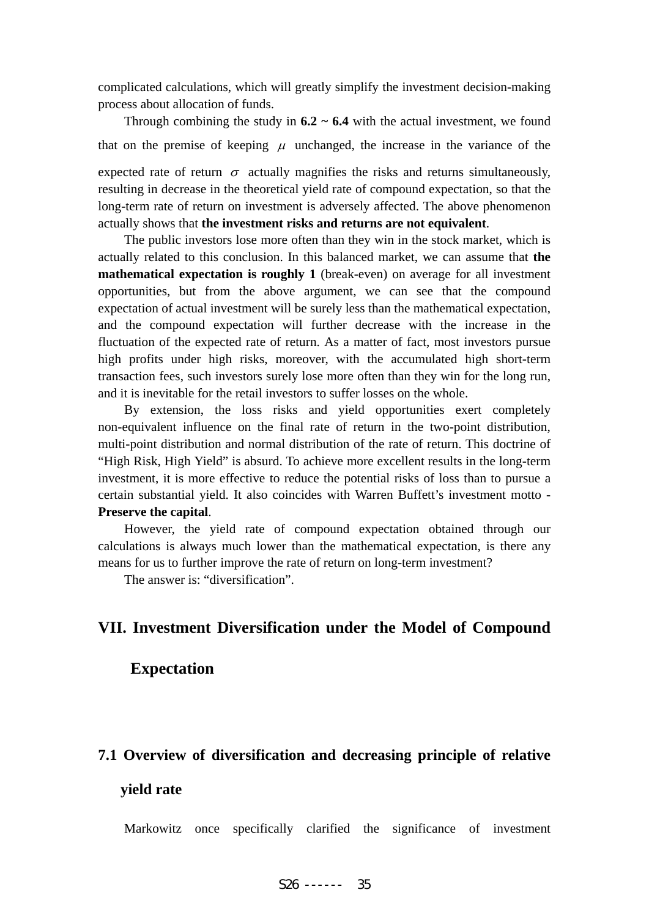complicated calculations, which will greatly simplify the investment decision-making process about allocation of funds.

Through combining the study in **6.2 ~ 6.4** with the actual investment, we found that on the premise of keeping $\mu$ unchanged, the increase in the variance of the expected rate of return $\sigma$ actually magnifies the risks and returns simultaneously, resulting in decrease in the theoretical yield rate of compound expectation, so that the long-term rate of return on investment is adversely affected. The above phenomenon actually shows that **the investment risks and returns are not equivalent**.

The public investors lose more often than they win in the stock market, which is actually related to this conclusion. In this balanced market, we can assume that **the mathematical expectation is roughly 1** (break-even) on average for all investment opportunities, but from the above argument, we can see that the compound expectation of actual investment will be surely less than the mathematical expectation, and the compound expectation will further decrease with the increase in the fluctuation of the expected rate of return. As a matter of fact, most investors pursue high profits under high risks, moreover, with the accumulated high short-term transaction fees, such investors surely lose more often than they win for the long run, and it is inevitable for the retail investors to suffer losses on the whole.

By extension, the loss risks and yield opportunities exert completely non-equivalent influence on the final rate of return in the two-point distribution, multi-point distribution and normal distribution of the rate of return. This doctrine of "High Risk, High Yield" is absurd. To achieve more excellent results in the long-term investment, it is more effective to reduce the potential risks of loss than to pursue a certain substantial yield. It also coincides with Warren Buffett's investment motto - **Preserve the capital**.

However, the yield rate of compound expectation obtained through our calculations is always much lower than the mathematical expectation, is there any means for us to further improve the rate of return on long-term investment?

The answer is: "diversification".

# VII. Investment Diversification under the Model of Compound Expectation

## 7.1 Overview of diversification and decreasing principle of relative yield rate

Markowitz once specifically clarified the significance of investment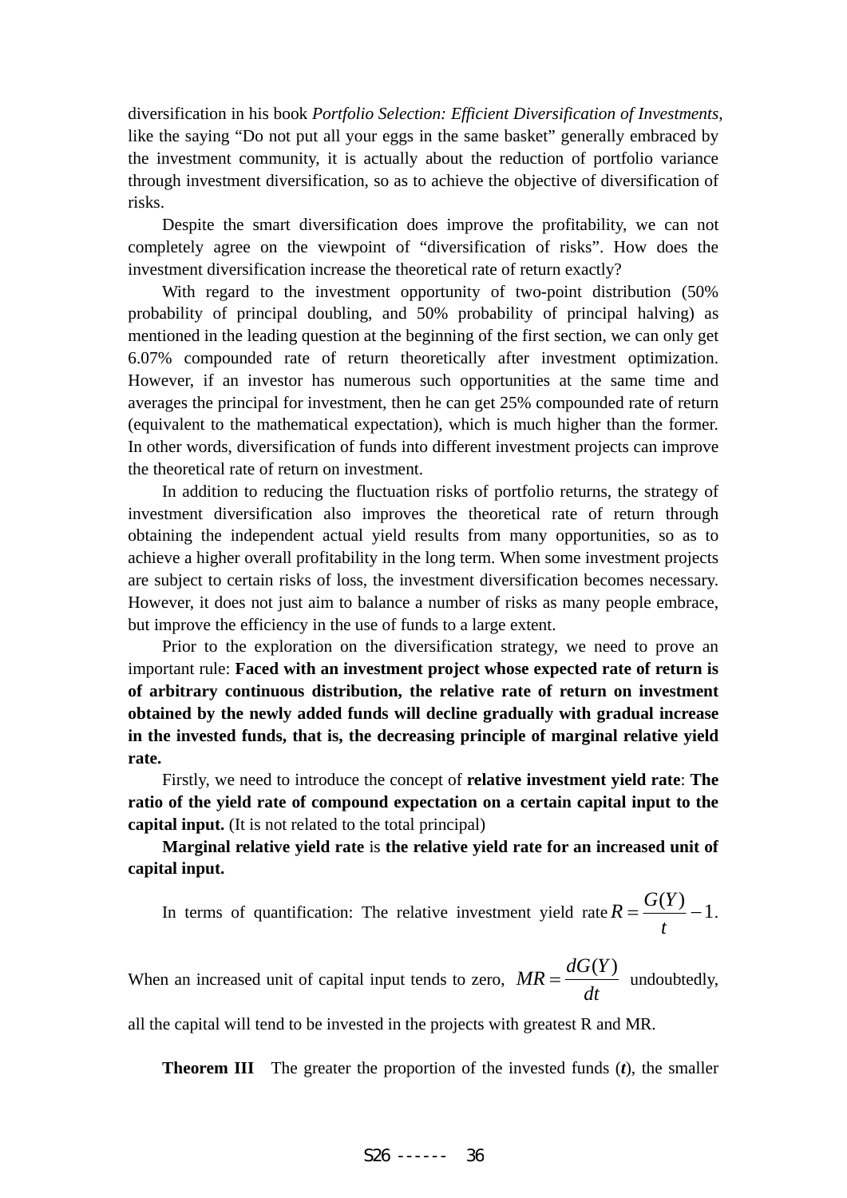diversification in his book *Portfolio Selection: Efficient Diversification of Investments*, like the saying "Do not put all your eggs in the same basket" generally embraced by the investment community, it is actually about the reduction of portfolio variance through investment diversification, so as to achieve the objective of diversification of risks.

Despite the smart diversification does improve the profitability, we can not completely agree on the viewpoint of "diversification of risks". How does the investment diversification increase the theoretical rate of return exactly?

With regard to the investment opportunity of two-point distribution (50% probability of principal doubling, and 50% probability of principal halving) as mentioned in the leading question at the beginning of the first section, we can only get 6.07% compounded rate of return theoretically after investment optimization. However, if an investor has numerous such opportunities at the same time and averages the principal for investment, then he can get 25% compounded rate of return (equivalent to the mathematical expectation), which is much higher than the former. In other words, diversification of funds into different investment projects can improve the theoretical rate of return on investment.

In addition to reducing the fluctuation risks of portfolio returns, the strategy of investment diversification also improves the theoretical rate of return through obtaining the independent actual yield results from many opportunities, so as to achieve a higher overall profitability in the long term. When some investment projects are subject to certain risks of loss, the investment diversification becomes necessary. However, it does not just aim to balance a number of risks as many people embrace, but improve the efficiency in the use of funds to a large extent.

Prior to the exploration on the diversification strategy, we need to prove an important rule: **Faced with an investment project whose expected rate of return is of arbitrary continuous distribution, the relative rate of return on investment obtained by the newly added funds will decline gradually with gradual increase in the invested funds, that is, the decreasing principle of marginal relative yield rate.**

Firstly, we need to introduce the concept of **relative investment yield rate**: **The ratio of the yield rate of compound expectation on a certain capital input to the capital input.** (It is not related to the total principal)

**Marginal relative yield rate** is **the relative yield rate for an increased unit of capital input.**

In terms of quantification: The relative investment yield rate $R = \frac{G(Y)}{t} - 1$.

When an increased unit of capital input tends to zero, $MR = \frac{dG(Y)}{dt}$ undoubtedly, all the capital will tend to be invested in the projects with greatest R and MR.

**Theorem III** The greater the proportion of the invested funds (***t***), the smaller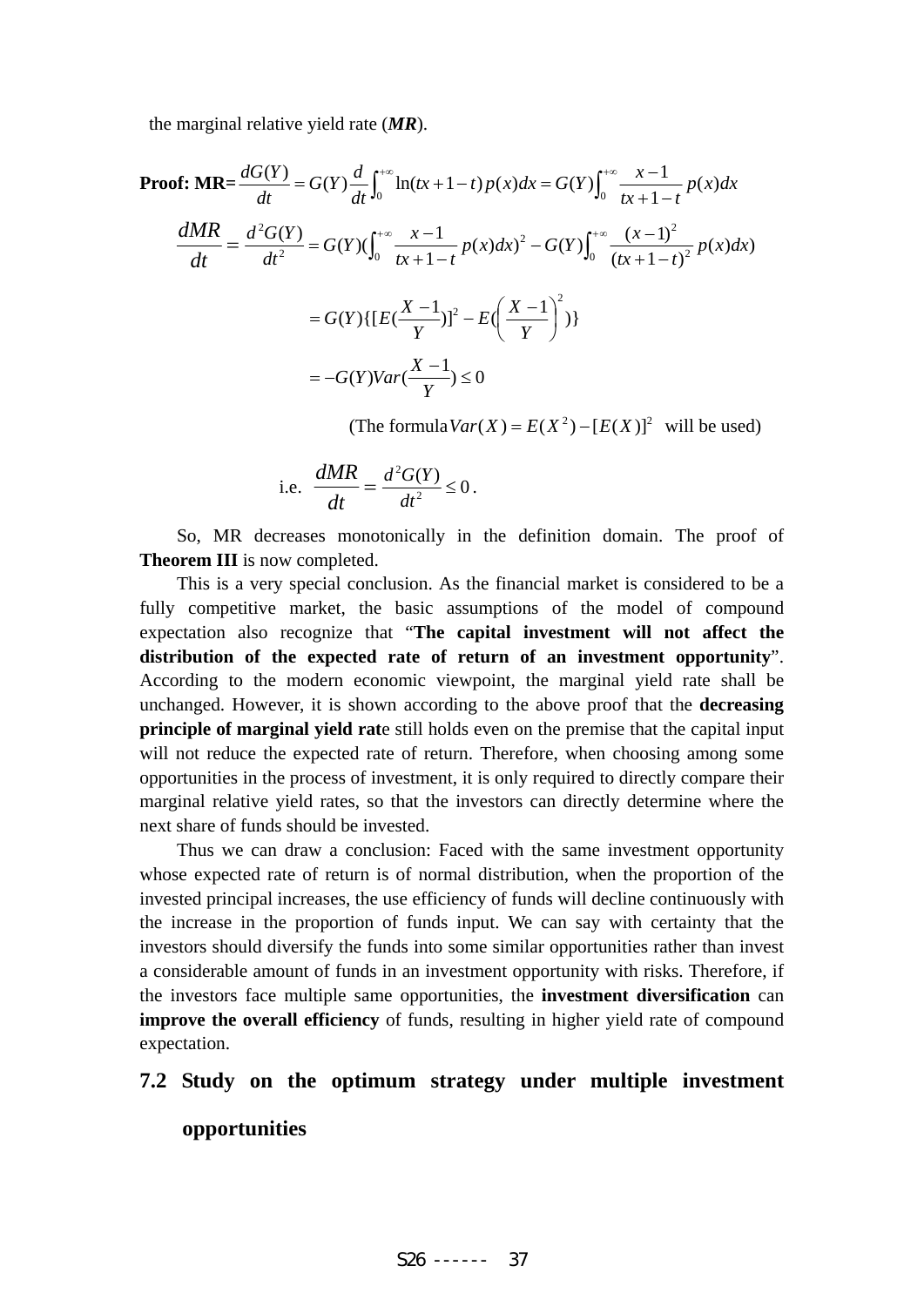the marginal relative yield rate (***MR***).

**Proof: MR=** $\dfrac{dG(Y)}{dt} = G(Y)\dfrac{d}{dt}\int_0^{+\infty} \ln(tx+1-t)\,p(x)dx = G(Y)\int_0^{+\infty} \dfrac{x-1}{tx+1-t}\,p(x)dx$

$$\frac{dMR}{dt} = \frac{d^2G(Y)}{dt^2} = G(Y)(\int_0^{+\infty} \frac{x-1}{tx+1-t}\,p(x)dx)^2 - G(Y)\int_0^{+\infty} \frac{(x-1)^2}{(tx+1-t)^2}\,p(x)dx)$$

$$= G(Y)\{[E(\frac{X-1}{Y})]^2 - E(\left(\frac{X-1}{Y}\right)^2)\}$$

$$= -G(Y)Var(\frac{X-1}{Y}) \le 0$$

(The formula $Var(X) = E(X^2) - [E(X)]^2$ will be used)

i.e. $\dfrac{dMR}{dt} = \dfrac{d^2G(Y)}{dt^2} \le 0$.

So, MR decreases monotonically in the definition domain. The proof of **Theorem III** is now completed.

This is a very special conclusion. As the financial market is considered to be a fully competitive market, the basic assumptions of the model of compound expectation also recognize that "**The capital investment will not affect the distribution of the expected rate of return of an investment opportunity**". According to the modern economic viewpoint, the marginal yield rate shall be unchanged. However, it is shown according to the above proof that the **decreasing principle of marginal yield rat**e still holds even on the premise that the capital input will not reduce the expected rate of return. Therefore, when choosing among some opportunities in the process of investment, it is only required to directly compare their marginal relative yield rates, so that the investors can directly determine where the next share of funds should be invested.

Thus we can draw a conclusion: Faced with the same investment opportunity whose expected rate of return is of normal distribution, when the proportion of the invested principal increases, the use efficiency of funds will decline continuously with the increase in the proportion of funds input. We can say with certainty that the investors should diversify the funds into some similar opportunities rather than invest a considerable amount of funds in an investment opportunity with risks. Therefore, if the investors face multiple same opportunities, the **investment diversification** can **improve the overall efficiency** of funds, resulting in higher yield rate of compound expectation.

## 7.2 Study on the optimum strategy under multiple investment opportunities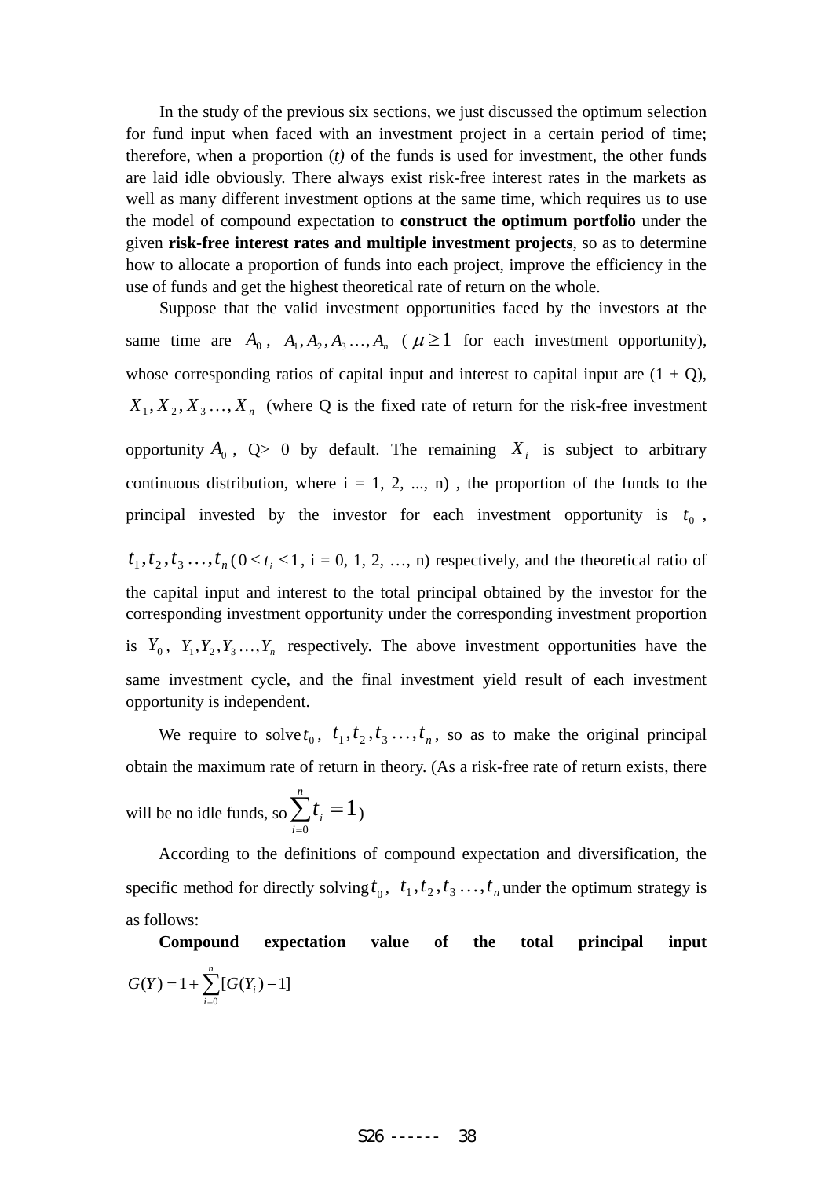In the study of the previous six sections, we just discussed the optimum selection for fund input when faced with an investment project in a certain period of time; therefore, when a proportion (*t*) of the funds is used for investment, the other funds are laid idle obviously. There always exist risk-free interest rates in the markets as well as many different investment options at the same time, which requires us to use the model of compound expectation to **construct the optimum portfolio** under the given **risk-free interest rates and multiple investment projects**, so as to determine how to allocate a proportion of funds into each project, improve the efficiency in the use of funds and get the highest theoretical rate of return on the whole.

Suppose that the valid investment opportunities faced by the investors at the same time are $A_0$, $A_1, A_2, A_3 \ldots, A_n$ ( $\mu \geq 1$ for each investment opportunity), whose corresponding ratios of capital input and interest to capital input are (1 + Q), $X_1, X_2, X_3 \ldots, X_n$ (where Q is the fixed rate of return for the risk-free investment opportunity $A_0$, Q> 0 by default. The remaining $X_i$ is subject to arbitrary continuous distribution, where i = 1, 2, ..., n) , the proportion of the funds to the principal invested by the investor for each investment opportunity is $t_0$, $t_1, t_2, t_3 \ldots, t_n$ ( $0 \leq t_i \leq 1$, i = 0, 1, 2, …, n) respectively, and the theoretical ratio of the capital input and interest to the total principal obtained by the investor for the corresponding investment opportunity under the corresponding investment proportion is $Y_0$, $Y_1, Y_2, Y_3 \ldots, Y_n$ respectively. The above investment opportunities have the same investment cycle, and the final investment yield result of each investment opportunity is independent.

We require to solve $t_0$, $t_1, t_2, t_3 \ldots, t_n$, so as to make the original principal obtain the maximum rate of return in theory. (As a risk-free rate of return exists, there will be no idle funds, so $\sum_{i=0}^{n} t_i = 1$)

According to the definitions of compound expectation and diversification, the specific method for directly solving $t_0$, $t_1, t_2, t_3 \ldots, t_n$ under the optimum strategy is as follows:

**Compound expectation value of the total principal input** $G(Y) = 1 + \sum_{i=0}^{n} [G(Y_i) - 1]$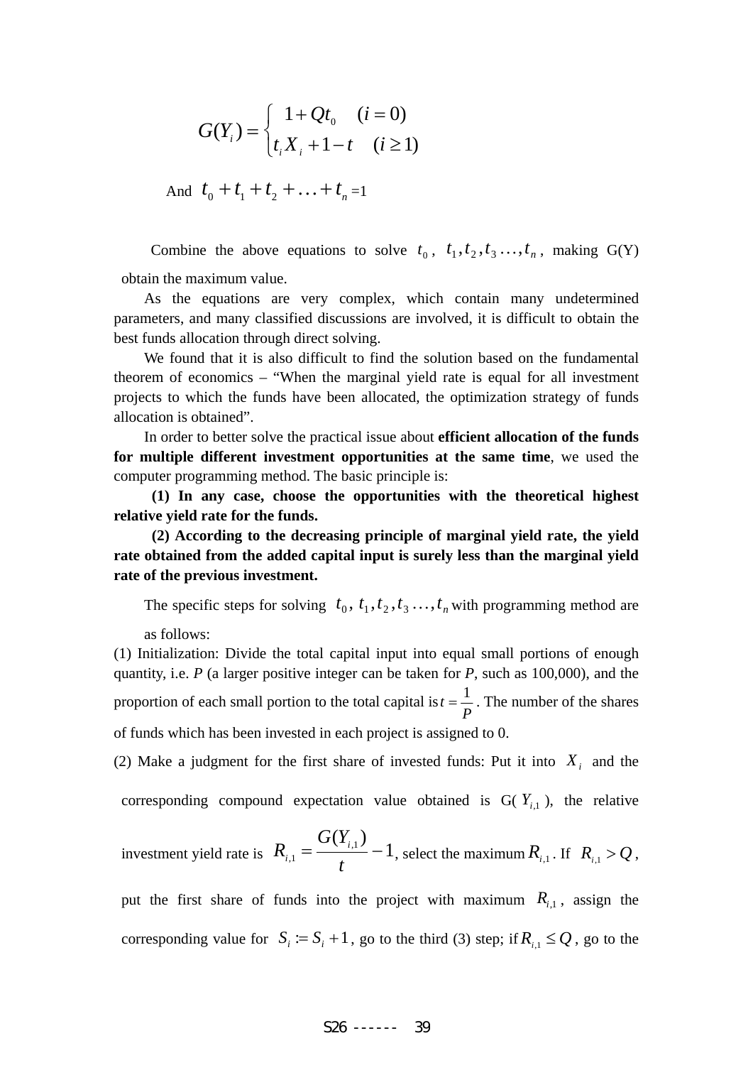$$G(Y_i) = \begin{cases} 1 + Qt_0 & (i = 0) \\ t_i X_i + 1 - t & (i \geq 1) \end{cases}$$

And $t_0 + t_1 + t_2 + \ldots + t_n = 1$

Combine the above equations to solve $t_0$, $t_1, t_2, t_3 \ldots, t_n$, making G(Y) obtain the maximum value.

As the equations are very complex, which contain many undetermined parameters, and many classified discussions are involved, it is difficult to obtain the best funds allocation through direct solving.

We found that it is also difficult to find the solution based on the fundamental theorem of economics – "When the marginal yield rate is equal for all investment projects to which the funds have been allocated, the optimization strategy of funds allocation is obtained".

In order to better solve the practical issue about **efficient allocation of the funds for multiple different investment opportunities at the same time**, we used the computer programming method. The basic principle is:

**(1) In any case, choose the opportunities with the theoretical highest relative yield rate for the funds.**

**(2) According to the decreasing principle of marginal yield rate, the yield rate obtained from the added capital input is surely less than the marginal yield rate of the previous investment.**

The specific steps for solving $t_0$, $t_1, t_2, t_3 \ldots, t_n$ with programming method are as follows:

(1) Initialization: Divide the total capital input into equal small portions of enough quantity, i.e. *P* (a larger positive integer can be taken for *P*, such as 100,000), and the proportion of each small portion to the total capital is $t = \frac{1}{P}$. The number of the shares of funds which has been invested in each project is assigned to 0.

(2) Make a judgment for the first share of invested funds: Put it into $X_i$ and the corresponding compound expectation value obtained is G($Y_{i,1}$), the relative investment yield rate is $R_{i,1} = \frac{G(Y_{i,1})}{t} - 1$, select the maximum $R_{i,1}$. If $R_{i,1} > Q$, put the first share of funds into the project with maximum $R_{i,1}$, assign the corresponding value for $S_i := S_i + 1$, go to the third (3) step; if $R_{i,1} \leq Q$, go to the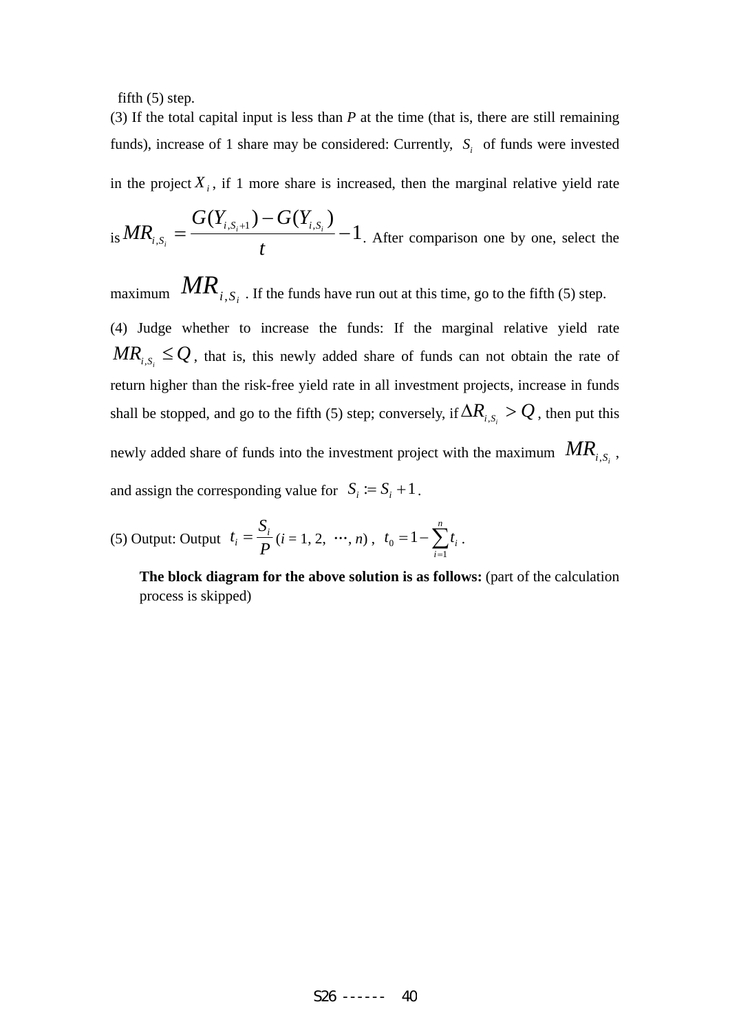fifth (5) step.

(3) If the total capital input is less than *P* at the time (that is, there are still remaining funds), increase of 1 share may be considered: Currently, $S_i$ of funds were invested in the project $X_i$, if 1 more share is increased, then the marginal relative yield rate is $MR_{i,S_i} = \dfrac{G(Y_{i,S_i+1}) - G(Y_{i,S_i})}{t} - 1$. After comparison one by one, select the maximum $MR_{i,S_i}$. If the funds have run out at this time, go to the fifth (5) step.

(4) Judge whether to increase the funds: If the marginal relative yield rate $MR_{i,S_i} \le Q$, that is, this newly added share of funds can not obtain the rate of return higher than the risk-free yield rate in all investment projects, increase in funds shall be stopped, and go to the fifth (5) step; conversely, if $\Delta R_{i,S_i} > Q$, then put this newly added share of funds into the investment project with the maximum $MR_{i,S_i}$, and assign the corresponding value for $S_i := S_i + 1$.

(5) Output: Output $t_i = \dfrac{S_i}{P}$ $(i = 1, 2, \cdots, n)$, $t_0 = 1 - \sum_{i=1}^{n} t_i$.

**The block diagram for the above solution is as follows:** (part of the calculation process is skipped)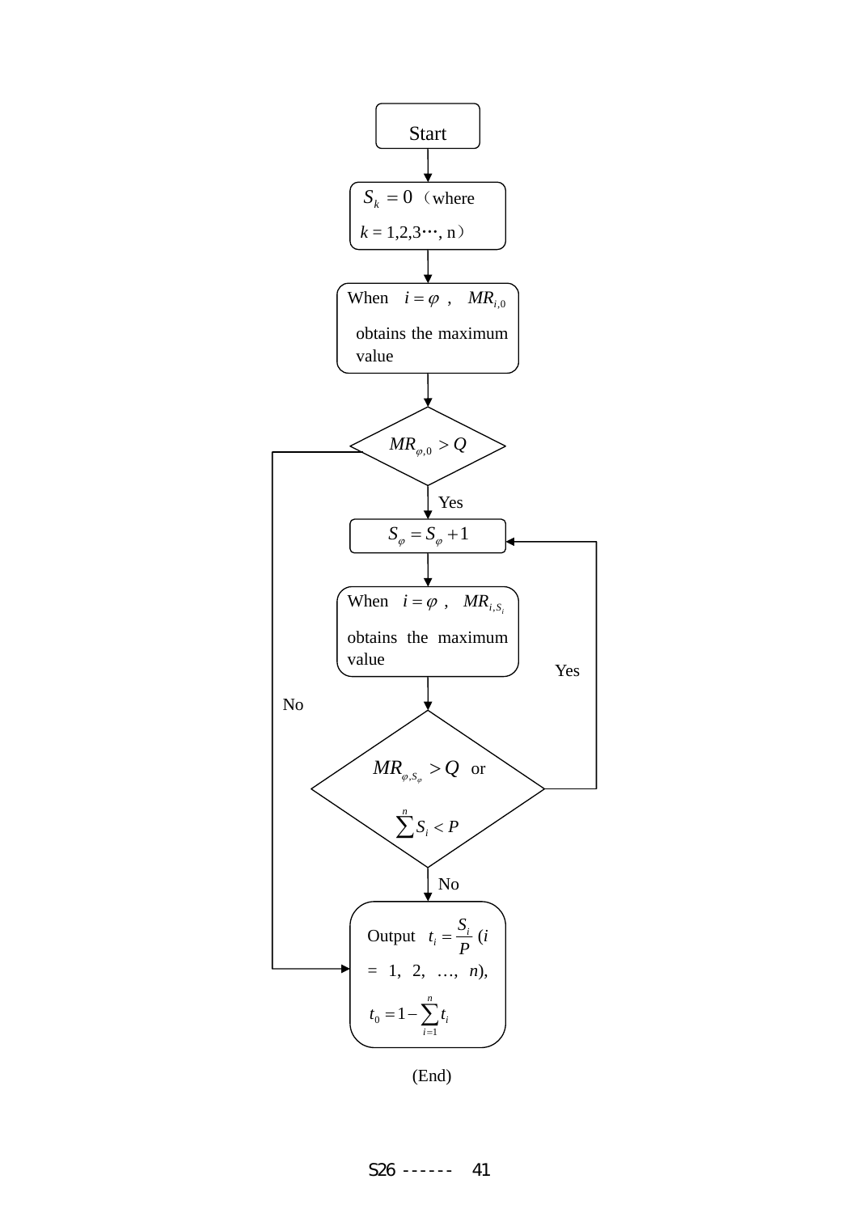Start

$S_k = 0$（where $k = 1,2,3\cdots, n$）

When $i = \varphi$ , $MR_{i,0}$ obtains the maximum value

$MR_{\varphi,0} > Q$

Yes

$S_\varphi = S_\varphi + 1$

When $i = \varphi$ , $MR_{i,S_i}$ obtains the maximum value

Yes

No

$MR_{\varphi,S_\varphi} > Q$ or $\sum^{n} S_i < P$

No

Output $t_i = \frac{S_i}{P}$ ($i$ = 1, 2, …, $n$), $t_0 = 1 - \sum_{i=1}^{n} t_i$

(End)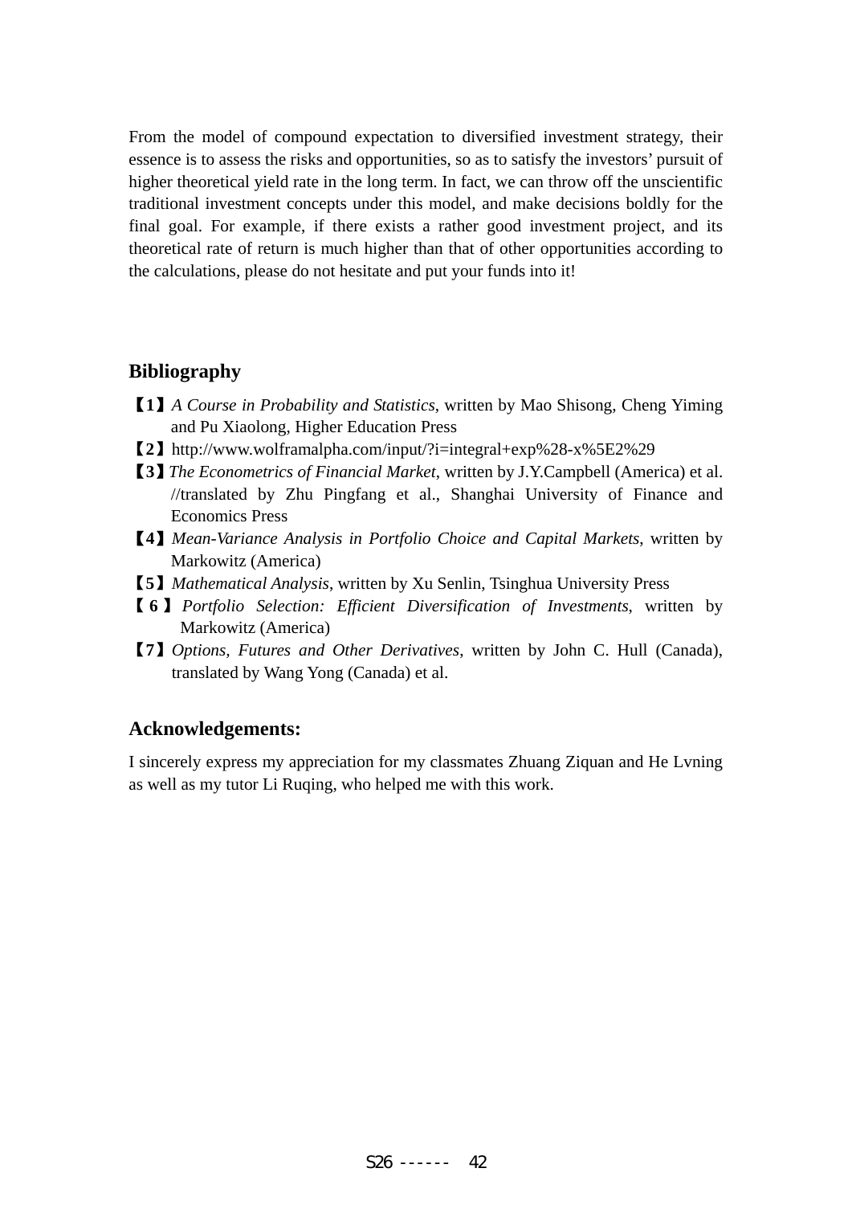From the model of compound expectation to diversified investment strategy, their essence is to assess the risks and opportunities, so as to satisfy the investors' pursuit of higher theoretical yield rate in the long term. In fact, we can throw off the unscientific traditional investment concepts under this model, and make decisions boldly for the final goal. For example, if there exists a rather good investment project, and its theoretical rate of return is much higher than that of other opportunities according to the calculations, please do not hesitate and put your funds into it!

## Bibliography

【1】*A Course in Probability and Statistics*, written by Mao Shisong, Cheng Yiming and Pu Xiaolong, Higher Education Press

【2】http://www.wolframalpha.com/input/?i=integral+exp%28-x%5E2%29

【3】*The Econometrics of Financial Market*, written by J.Y.Campbell (America) et al. //translated by Zhu Pingfang et al., Shanghai University of Finance and Economics Press

【4】*Mean-Variance Analysis in Portfolio Choice and Capital Markets*, written by Markowitz (America)

【5】*Mathematical Analysis*, written by Xu Senlin, Tsinghua University Press

【6】*Portfolio Selection: Efficient Diversification of Investments*, written by Markowitz (America)

【7】*Options, Futures and Other Derivatives*, written by John C. Hull (Canada), translated by Wang Yong (Canada) et al.

## Acknowledgements:

I sincerely express my appreciation for my classmates Zhuang Ziquan and He Lvning as well as my tutor Li Ruqing, who helped me with this work.